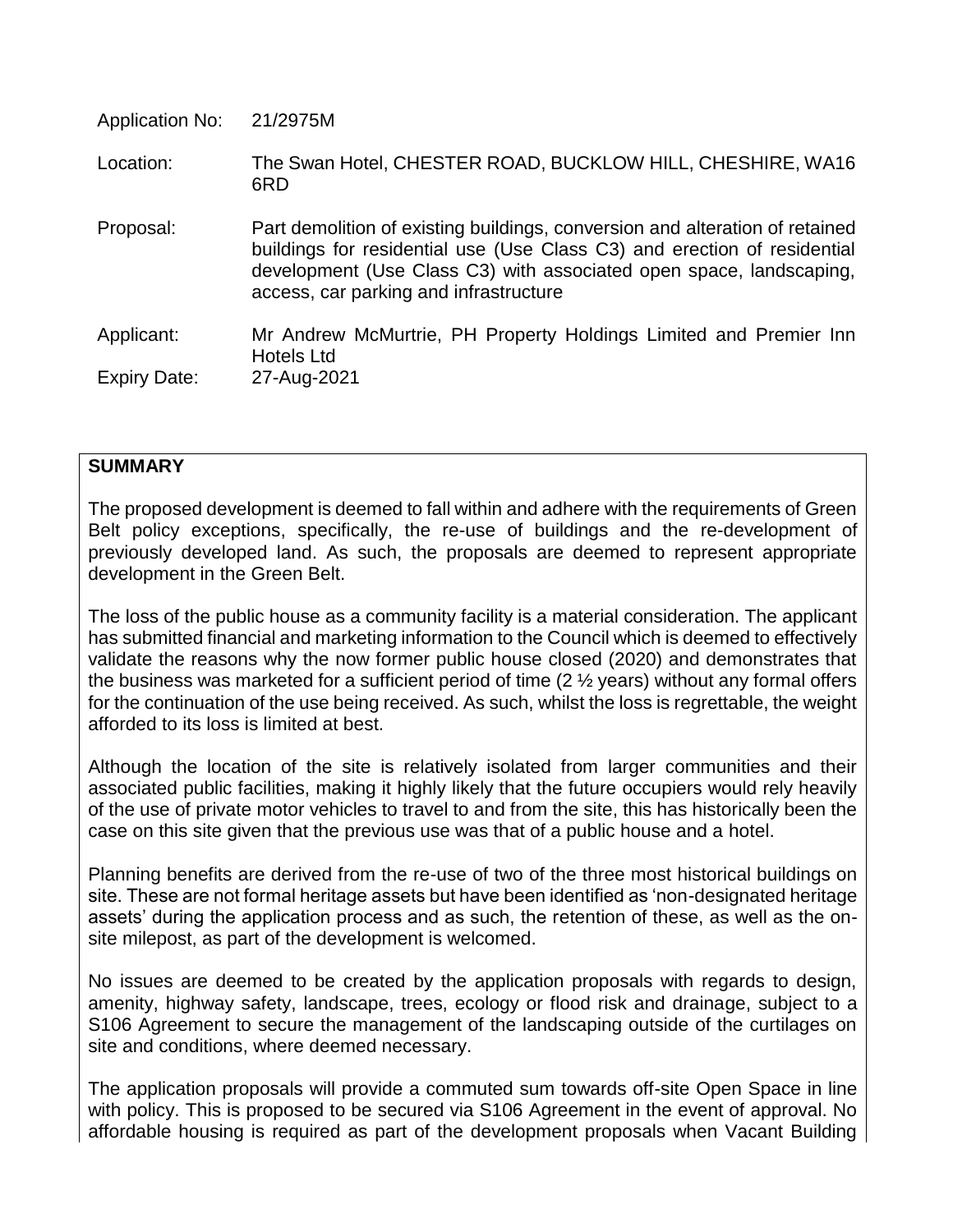| | |
|---|---|
| Application No: | 21/2975M |
| Location: | The Swan Hotel, CHESTER ROAD, BUCKLOW HILL, CHESHIRE, WA16 6RD |
| Proposal: | Part demolition of existing buildings, conversion and alteration of retained buildings for residential use (Use Class C3) and erection of residential development (Use Class C3) with associated open space, landscaping, access, car parking and infrastructure |
| Applicant: | Mr Andrew McMurtrie, PH Property Holdings Limited and Premier Inn Hotels Ltd |
| Expiry Date: | 27-Aug-2021 |

## SUMMARY

The proposed development is deemed to fall within and adhere with the requirements of Green Belt policy exceptions, specifically, the re-use of buildings and the re-development of previously developed land. As such, the proposals are deemed to represent appropriate development in the Green Belt.

The loss of the public house as a community facility is a material consideration. The applicant has submitted financial and marketing information to the Council which is deemed to effectively validate the reasons why the now former public house closed (2020) and demonstrates that the business was marketed for a sufficient period of time (2 ½ years) without any formal offers for the continuation of the use being received. As such, whilst the loss is regrettable, the weight afforded to its loss is limited at best.

Although the location of the site is relatively isolated from larger communities and their associated public facilities, making it highly likely that the future occupiers would rely heavily of the use of private motor vehicles to travel to and from the site, this has historically been the case on this site given that the previous use was that of a public house and a hotel.

Planning benefits are derived from the re-use of two of the three most historical buildings on site. These are not formal heritage assets but have been identified as 'non-designated heritage assets' during the application process and as such, the retention of these, as well as the on-site milepost, as part of the development is welcomed.

No issues are deemed to be created by the application proposals with regards to design, amenity, highway safety, landscape, trees, ecology or flood risk and drainage, subject to a S106 Agreement to secure the management of the landscaping outside of the curtilages on site and conditions, where deemed necessary.

The application proposals will provide a commuted sum towards off-site Open Space in line with policy. This is proposed to be secured via S106 Agreement in the event of approval. No affordable housing is required as part of the development proposals when Vacant Building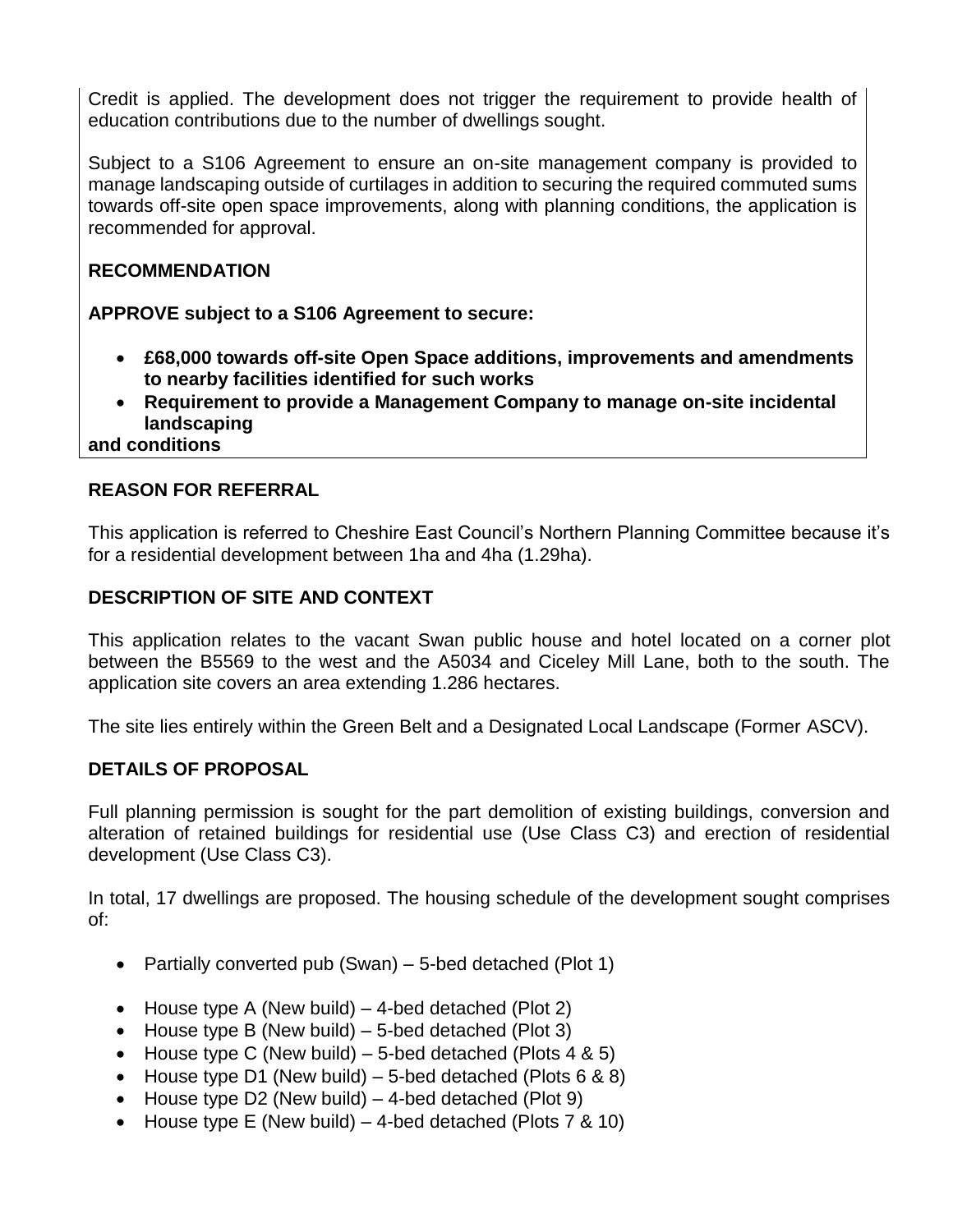Credit is applied. The development does not trigger the requirement to provide health of education contributions due to the number of dwellings sought.

Subject to a S106 Agreement to ensure an on-site management company is provided to manage landscaping outside of curtilages in addition to securing the required commuted sums towards off-site open space improvements, along with planning conditions, the application is recommended for approval.

**RECOMMENDATION**

**APPROVE subject to a S106 Agreement to secure:**

- **£68,000 towards off-site Open Space additions, improvements and amendments to nearby facilities identified for such works**
- **Requirement to provide a Management Company to manage on-site incidental landscaping**

**and conditions**

## REASON FOR REFERRAL

This application is referred to Cheshire East Council's Northern Planning Committee because it's for a residential development between 1ha and 4ha (1.29ha).

## DESCRIPTION OF SITE AND CONTEXT

This application relates to the vacant Swan public house and hotel located on a corner plot between the B5569 to the west and the A5034 and Ciceley Mill Lane, both to the south. The application site covers an area extending 1.286 hectares.

The site lies entirely within the Green Belt and a Designated Local Landscape (Former ASCV).

## DETAILS OF PROPOSAL

Full planning permission is sought for the part demolition of existing buildings, conversion and alteration of retained buildings for residential use (Use Class C3) and erection of residential development (Use Class C3).

In total, 17 dwellings are proposed. The housing schedule of the development sought comprises of:

- Partially converted pub (Swan) – 5-bed detached (Plot 1)

- House type A (New build) – 4-bed detached (Plot 2)
- House type B (New build) – 5-bed detached (Plot 3)
- House type C (New build) – 5-bed detached (Plots 4 & 5)
- House type D1 (New build) – 5-bed detached (Plots 6 & 8)
- House type D2 (New build) – 4-bed detached (Plot 9)
- House type E (New build) – 4-bed detached (Plots 7 & 10)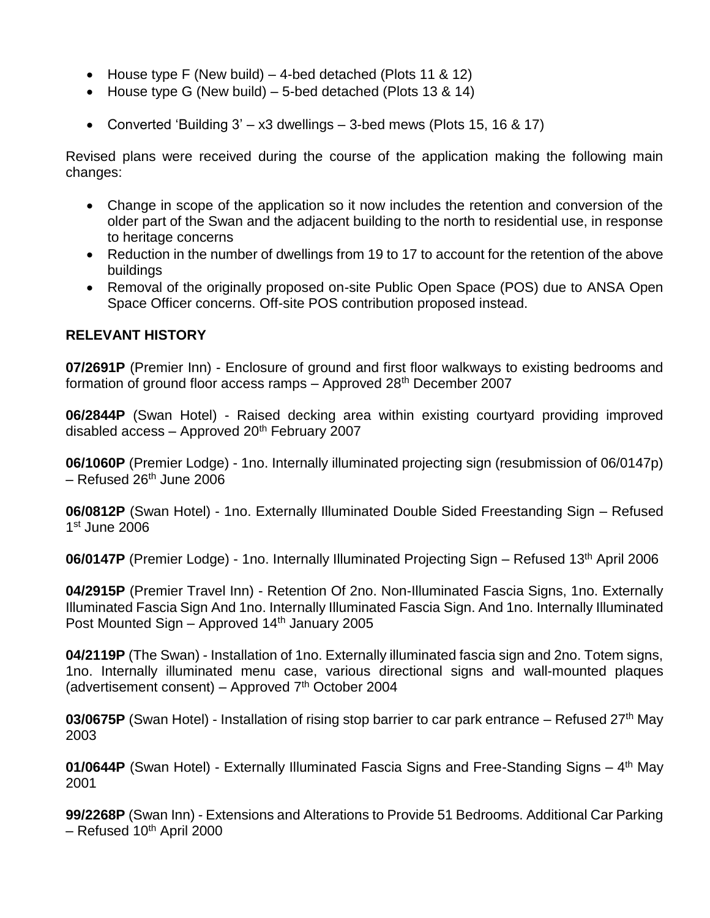- House type F (New build) – 4-bed detached (Plots 11 & 12)
- House type G (New build) – 5-bed detached (Plots 13 & 14)

- Converted 'Building 3' – x3 dwellings – 3-bed mews (Plots 15, 16 & 17)

Revised plans were received during the course of the application making the following main changes:

- Change in scope of the application so it now includes the retention and conversion of the older part of the Swan and the adjacent building to the north to residential use, in response to heritage concerns
- Reduction in the number of dwellings from 19 to 17 to account for the retention of the above buildings
- Removal of the originally proposed on-site Public Open Space (POS) due to ANSA Open Space Officer concerns. Off-site POS contribution proposed instead.

## RELEVANT HISTORY

**07/2691P** (Premier Inn) - Enclosure of ground and first floor walkways to existing bedrooms and formation of ground floor access ramps – Approved 28th December 2007

**06/2844P** (Swan Hotel) - Raised decking area within existing courtyard providing improved disabled access – Approved 20th February 2007

**06/1060P** (Premier Lodge) - 1no. Internally illuminated projecting sign (resubmission of 06/0147p) – Refused 26th June 2006

**06/0812P** (Swan Hotel) - 1no. Externally Illuminated Double Sided Freestanding Sign – Refused 1st June 2006

**06/0147P** (Premier Lodge) - 1no. Internally Illuminated Projecting Sign – Refused 13th April 2006

**04/2915P** (Premier Travel Inn) - Retention Of 2no. Non-Illuminated Fascia Signs, 1no. Externally Illuminated Fascia Sign And 1no. Internally Illuminated Fascia Sign. And 1no. Internally Illuminated Post Mounted Sign – Approved 14th January 2005

**04/2119P** (The Swan) - Installation of 1no. Externally illuminated fascia sign and 2no. Totem signs, 1no. Internally illuminated menu case, various directional signs and wall-mounted plaques (advertisement consent) – Approved 7th October 2004

**03/0675P** (Swan Hotel) - Installation of rising stop barrier to car park entrance – Refused 27th May 2003

**01/0644P** (Swan Hotel) - Externally Illuminated Fascia Signs and Free-Standing Signs – 4th May 2001

**99/2268P** (Swan Inn) - Extensions and Alterations to Provide 51 Bedrooms. Additional Car Parking – Refused 10th April 2000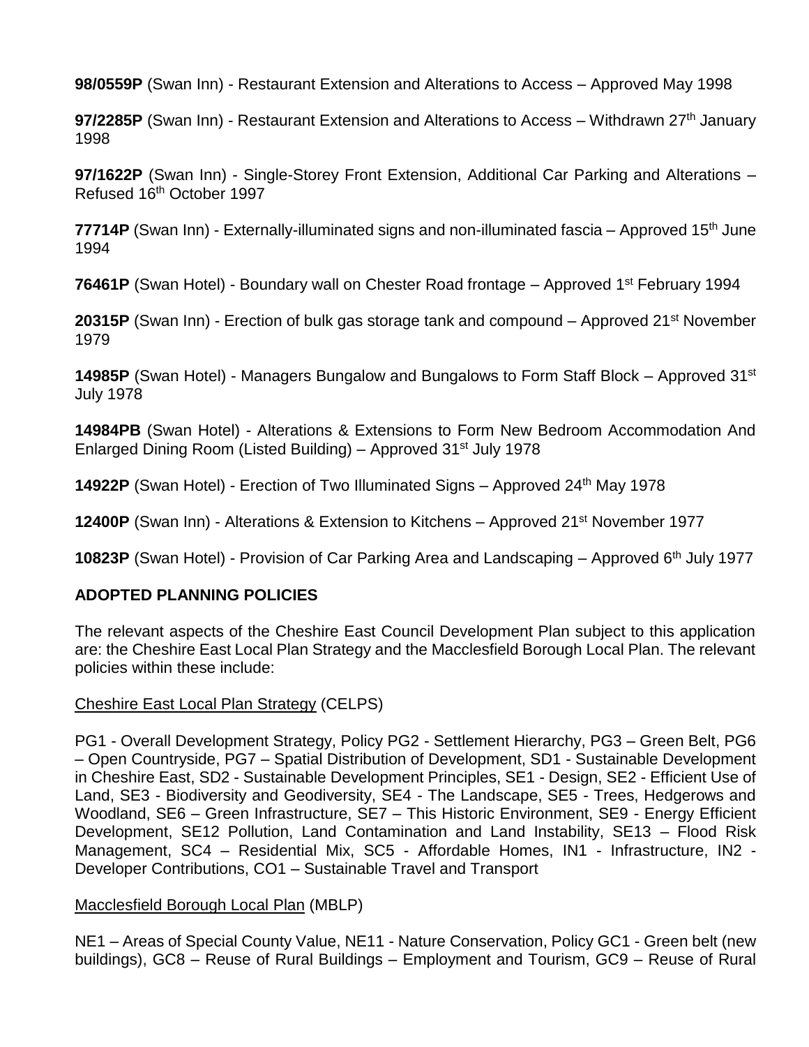**98/0559P** (Swan Inn) - Restaurant Extension and Alterations to Access – Approved May 1998

**97/2285P** (Swan Inn) - Restaurant Extension and Alterations to Access – Withdrawn 27th January 1998

**97/1622P** (Swan Inn) - Single-Storey Front Extension, Additional Car Parking and Alterations – Refused 16th October 1997

**77714P** (Swan Inn) - Externally-illuminated signs and non-illuminated fascia – Approved 15th June 1994

**76461P** (Swan Hotel) - Boundary wall on Chester Road frontage – Approved 1st February 1994

**20315P** (Swan Inn) - Erection of bulk gas storage tank and compound – Approved 21st November 1979

**14985P** (Swan Hotel) - Managers Bungalow and Bungalows to Form Staff Block – Approved 31st July 1978

**14984PB** (Swan Hotel) - Alterations & Extensions to Form New Bedroom Accommodation And Enlarged Dining Room (Listed Building) – Approved 31st July 1978

**14922P** (Swan Hotel) - Erection of Two Illuminated Signs – Approved 24th May 1978

**12400P** (Swan Inn) - Alterations & Extension to Kitchens – Approved 21st November 1977

**10823P** (Swan Hotel) - Provision of Car Parking Area and Landscaping – Approved 6th July 1977

## ADOPTED PLANNING POLICIES

The relevant aspects of the Cheshire East Council Development Plan subject to this application are: the Cheshire East Local Plan Strategy and the Macclesfield Borough Local Plan. The relevant policies within these include:

Cheshire East Local Plan Strategy (CELPS)

PG1 - Overall Development Strategy, Policy PG2 - Settlement Hierarchy, PG3 – Green Belt, PG6 – Open Countryside, PG7 – Spatial Distribution of Development, SD1 - Sustainable Development in Cheshire East, SD2 - Sustainable Development Principles, SE1 - Design, SE2 - Efficient Use of Land, SE3 - Biodiversity and Geodiversity, SE4 - The Landscape, SE5 - Trees, Hedgerows and Woodland, SE6 – Green Infrastructure, SE7 – This Historic Environment, SE9 - Energy Efficient Development, SE12 Pollution, Land Contamination and Land Instability, SE13 – Flood Risk Management, SC4 – Residential Mix, SC5 - Affordable Homes, IN1 - Infrastructure, IN2 - Developer Contributions, CO1 – Sustainable Travel and Transport

Macclesfield Borough Local Plan (MBLP)

NE1 – Areas of Special County Value, NE11 - Nature Conservation, Policy GC1 - Green belt (new buildings), GC8 – Reuse of Rural Buildings – Employment and Tourism, GC9 – Reuse of Rural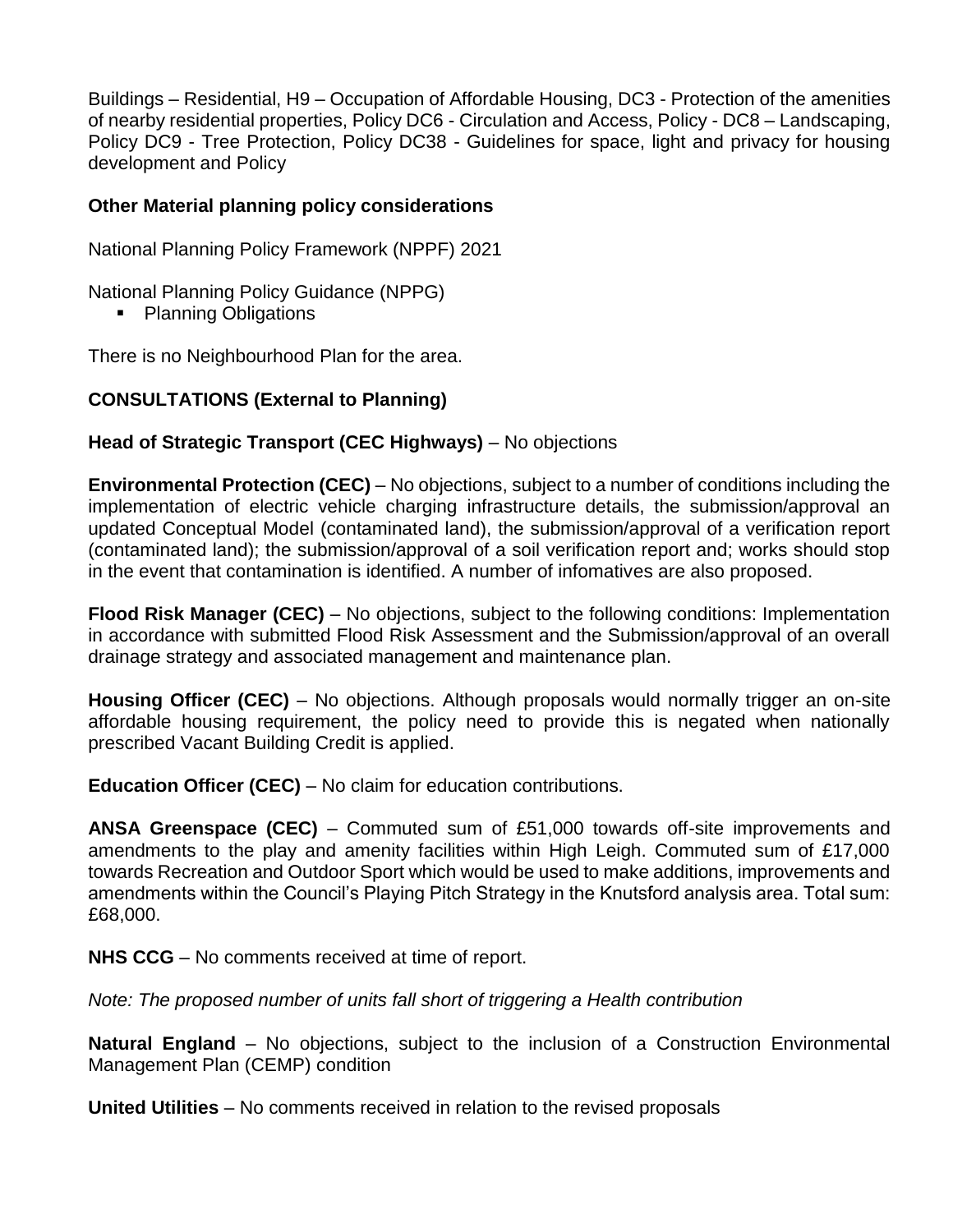Buildings – Residential, H9 – Occupation of Affordable Housing, DC3 - Protection of the amenities of nearby residential properties, Policy DC6 - Circulation and Access, Policy - DC8 – Landscaping, Policy DC9 - Tree Protection, Policy DC38 - Guidelines for space, light and privacy for housing development and Policy

**Other Material planning policy considerations**

National Planning Policy Framework (NPPF) 2021

National Planning Policy Guidance (NPPG)

- Planning Obligations

There is no Neighbourhood Plan for the area.

**CONSULTATIONS (External to Planning)**

**Head of Strategic Transport (CEC Highways)** – No objections

**Environmental Protection (CEC)** – No objections, subject to a number of conditions including the implementation of electric vehicle charging infrastructure details, the submission/approval an updated Conceptual Model (contaminated land), the submission/approval of a verification report (contaminated land); the submission/approval of a soil verification report and; works should stop in the event that contamination is identified. A number of infomatives are also proposed.

**Flood Risk Manager (CEC)** – No objections, subject to the following conditions: Implementation in accordance with submitted Flood Risk Assessment and the Submission/approval of an overall drainage strategy and associated management and maintenance plan.

**Housing Officer (CEC)** – No objections. Although proposals would normally trigger an on-site affordable housing requirement, the policy need to provide this is negated when nationally prescribed Vacant Building Credit is applied.

**Education Officer (CEC)** – No claim for education contributions.

**ANSA Greenspace (CEC)** – Commuted sum of £51,000 towards off-site improvements and amendments to the play and amenity facilities within High Leigh. Commuted sum of £17,000 towards Recreation and Outdoor Sport which would be used to make additions, improvements and amendments within the Council's Playing Pitch Strategy in the Knutsford analysis area. Total sum: £68,000.

**NHS CCG** – No comments received at time of report.

*Note: The proposed number of units fall short of triggering a Health contribution*

**Natural England** – No objections, subject to the inclusion of a Construction Environmental Management Plan (CEMP) condition

**United Utilities** – No comments received in relation to the revised proposals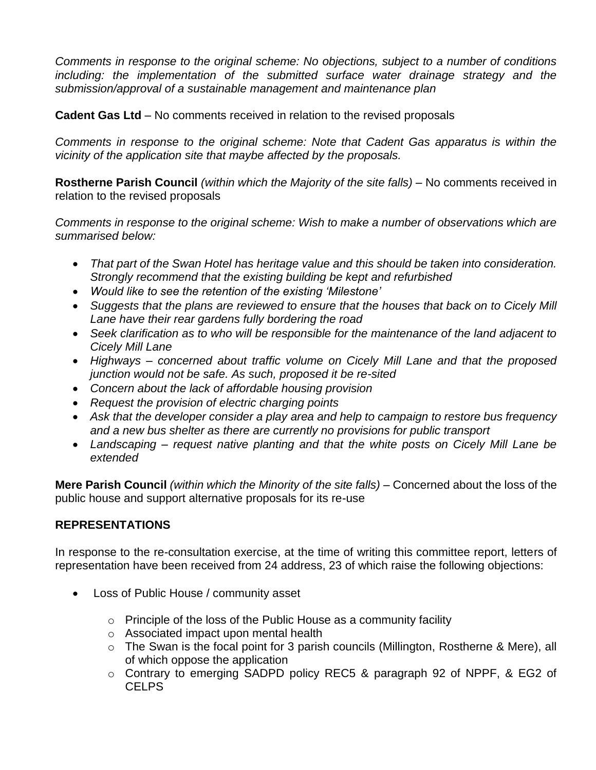*Comments in response to the original scheme: No objections, subject to a number of conditions including: the implementation of the submitted surface water drainage strategy and the submission/approval of a sustainable management and maintenance plan*

**Cadent Gas Ltd** – No comments received in relation to the revised proposals

*Comments in response to the original scheme: Note that Cadent Gas apparatus is within the vicinity of the application site that maybe affected by the proposals.*

**Rostherne Parish Council** *(within which the Majority of the site falls)* – No comments received in relation to the revised proposals

*Comments in response to the original scheme: Wish to make a number of observations which are summarised below:*

- *That part of the Swan Hotel has heritage value and this should be taken into consideration. Strongly recommend that the existing building be kept and refurbished*
- *Would like to see the retention of the existing 'Milestone'*
- *Suggests that the plans are reviewed to ensure that the houses that back on to Cicely Mill Lane have their rear gardens fully bordering the road*
- *Seek clarification as to who will be responsible for the maintenance of the land adjacent to Cicely Mill Lane*
- *Highways – concerned about traffic volume on Cicely Mill Lane and that the proposed junction would not be safe. As such, proposed it be re-sited*
- *Concern about the lack of affordable housing provision*
- *Request the provision of electric charging points*
- *Ask that the developer consider a play area and help to campaign to restore bus frequency and a new bus shelter as there are currently no provisions for public transport*
- *Landscaping – request native planting and that the white posts on Cicely Mill Lane be extended*

**Mere Parish Council** *(within which the Minority of the site falls)* – Concerned about the loss of the public house and support alternative proposals for its re-use

## REPRESENTATIONS

In response to the re-consultation exercise, at the time of writing this committee report, letters of representation have been received from 24 address, 23 of which raise the following objections:

- Loss of Public House / community asset
  - Principle of the loss of the Public House as a community facility
  - Associated impact upon mental health
  - The Swan is the focal point for 3 parish councils (Millington, Rostherne & Mere), all of which oppose the application
  - Contrary to emerging SADPD policy REC5 & paragraph 92 of NPPF, & EG2 of CELPS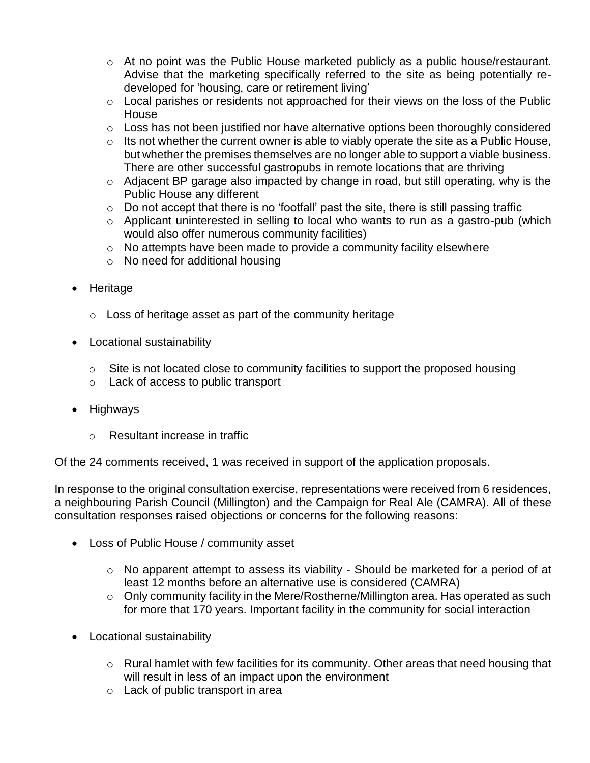- At no point was the Public House marketed publicly as a public house/restaurant. Advise that the marketing specifically referred to the site as being potentially re-developed for 'housing, care or retirement living'
    - Local parishes or residents not approached for their views on the loss of the Public House
    - Loss has not been justified nor have alternative options been thoroughly considered
    - Its not whether the current owner is able to viably operate the site as a Public House, but whether the premises themselves are no longer able to support a viable business. There are other successful gastropubs in remote locations that are thriving
    - Adjacent BP garage also impacted by change in road, but still operating, why is the Public House any different
    - Do not accept that there is no 'footfall' past the site, there is still passing traffic
    - Applicant uninterested in selling to local who wants to run as a gastro-pub (which would also offer numerous community facilities)
    - No attempts have been made to provide a community facility elsewhere
    - No need for additional housing

- Heritage
    - Loss of heritage asset as part of the community heritage

- Locational sustainability
    - Site is not located close to community facilities to support the proposed housing
    - Lack of access to public transport

- Highways
    - Resultant increase in traffic

Of the 24 comments received, 1 was received in support of the application proposals.

In response to the original consultation exercise, representations were received from 6 residences, a neighbouring Parish Council (Millington) and the Campaign for Real Ale (CAMRA). All of these consultation responses raised objections or concerns for the following reasons:

- Loss of Public House / community asset
    - No apparent attempt to assess its viability - Should be marketed for a period of at least 12 months before an alternative use is considered (CAMRA)
    - Only community facility in the Mere/Rostherne/Millington area. Has operated as such for more that 170 years. Important facility in the community for social interaction

- Locational sustainability
    - Rural hamlet with few facilities for its community. Other areas that need housing that will result in less of an impact upon the environment
    - Lack of public transport in area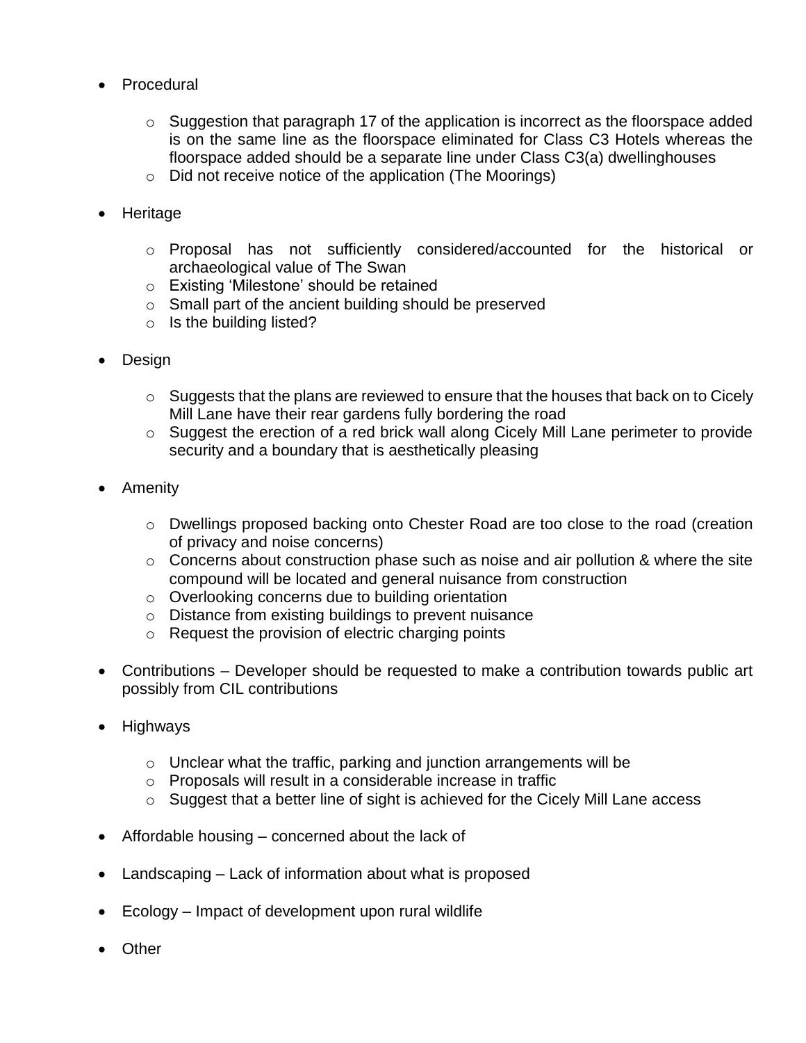- Procedural
  - Suggestion that paragraph 17 of the application is incorrect as the floorspace added is on the same line as the floorspace eliminated for Class C3 Hotels whereas the floorspace added should be a separate line under Class C3(a) dwellinghouses
  - Did not receive notice of the application (The Moorings)

- Heritage
  - Proposal has not sufficiently considered/accounted for the historical or archaeological value of The Swan
  - Existing 'Milestone' should be retained
  - Small part of the ancient building should be preserved
  - Is the building listed?

- Design
  - Suggests that the plans are reviewed to ensure that the houses that back on to Cicely Mill Lane have their rear gardens fully bordering the road
  - Suggest the erection of a red brick wall along Cicely Mill Lane perimeter to provide security and a boundary that is aesthetically pleasing

- Amenity
  - Dwellings proposed backing onto Chester Road are too close to the road (creation of privacy and noise concerns)
  - Concerns about construction phase such as noise and air pollution & where the site compound will be located and general nuisance from construction
  - Overlooking concerns due to building orientation
  - Distance from existing buildings to prevent nuisance
  - Request the provision of electric charging points

- Contributions – Developer should be requested to make a contribution towards public art possibly from CIL contributions

- Highways
  - Unclear what the traffic, parking and junction arrangements will be
  - Proposals will result in a considerable increase in traffic
  - Suggest that a better line of sight is achieved for the Cicely Mill Lane access

- Affordable housing – concerned about the lack of

- Landscaping – Lack of information about what is proposed

- Ecology – Impact of development upon rural wildlife

- Other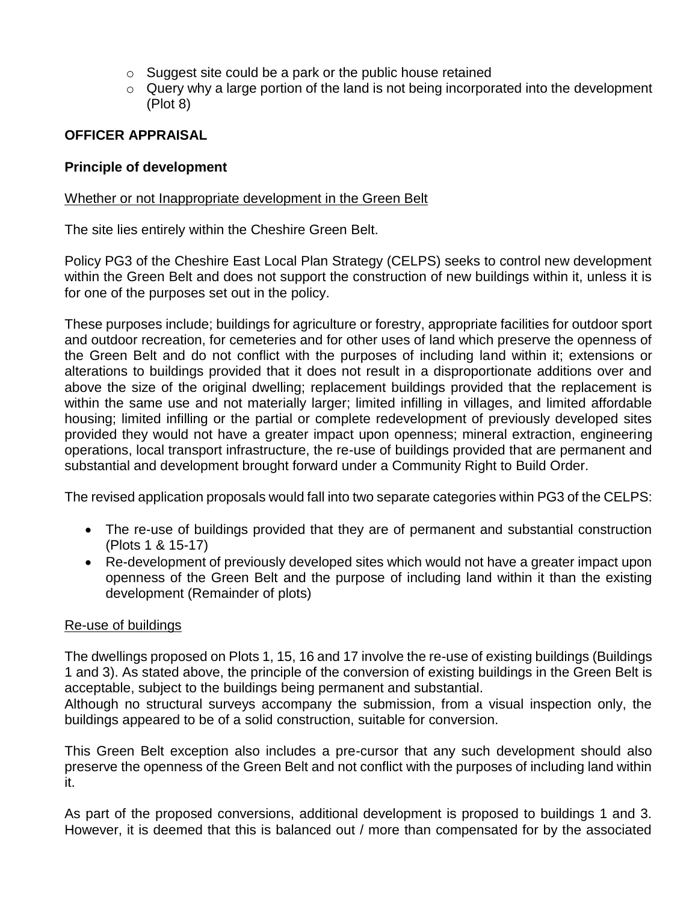- Suggest site could be a park or the public house retained
- Query why a large portion of the land is not being incorporated into the development (Plot 8)

**OFFICER APPRAISAL**

**Principle of development**

Whether or not Inappropriate development in the Green Belt

The site lies entirely within the Cheshire Green Belt.

Policy PG3 of the Cheshire East Local Plan Strategy (CELPS) seeks to control new development within the Green Belt and does not support the construction of new buildings within it, unless it is for one of the purposes set out in the policy.

These purposes include; buildings for agriculture or forestry, appropriate facilities for outdoor sport and outdoor recreation, for cemeteries and for other uses of land which preserve the openness of the Green Belt and do not conflict with the purposes of including land within it; extensions or alterations to buildings provided that it does not result in a disproportionate additions over and above the size of the original dwelling; replacement buildings provided that the replacement is within the same use and not materially larger; limited infilling in villages, and limited affordable housing; limited infilling or the partial or complete redevelopment of previously developed sites provided they would not have a greater impact upon openness; mineral extraction, engineering operations, local transport infrastructure, the re-use of buildings provided that are permanent and substantial and development brought forward under a Community Right to Build Order.

The revised application proposals would fall into two separate categories within PG3 of the CELPS:

- The re-use of buildings provided that they are of permanent and substantial construction (Plots 1 & 15-17)
- Re-development of previously developed sites which would not have a greater impact upon openness of the Green Belt and the purpose of including land within it than the existing development (Remainder of plots)

Re-use of buildings

The dwellings proposed on Plots 1, 15, 16 and 17 involve the re-use of existing buildings (Buildings 1 and 3). As stated above, the principle of the conversion of existing buildings in the Green Belt is acceptable, subject to the buildings being permanent and substantial.
Although no structural surveys accompany the submission, from a visual inspection only, the buildings appeared to be of a solid construction, suitable for conversion.

This Green Belt exception also includes a pre-cursor that any such development should also preserve the openness of the Green Belt and not conflict with the purposes of including land within it.

As part of the proposed conversions, additional development is proposed to buildings 1 and 3. However, it is deemed that this is balanced out / more than compensated for by the associated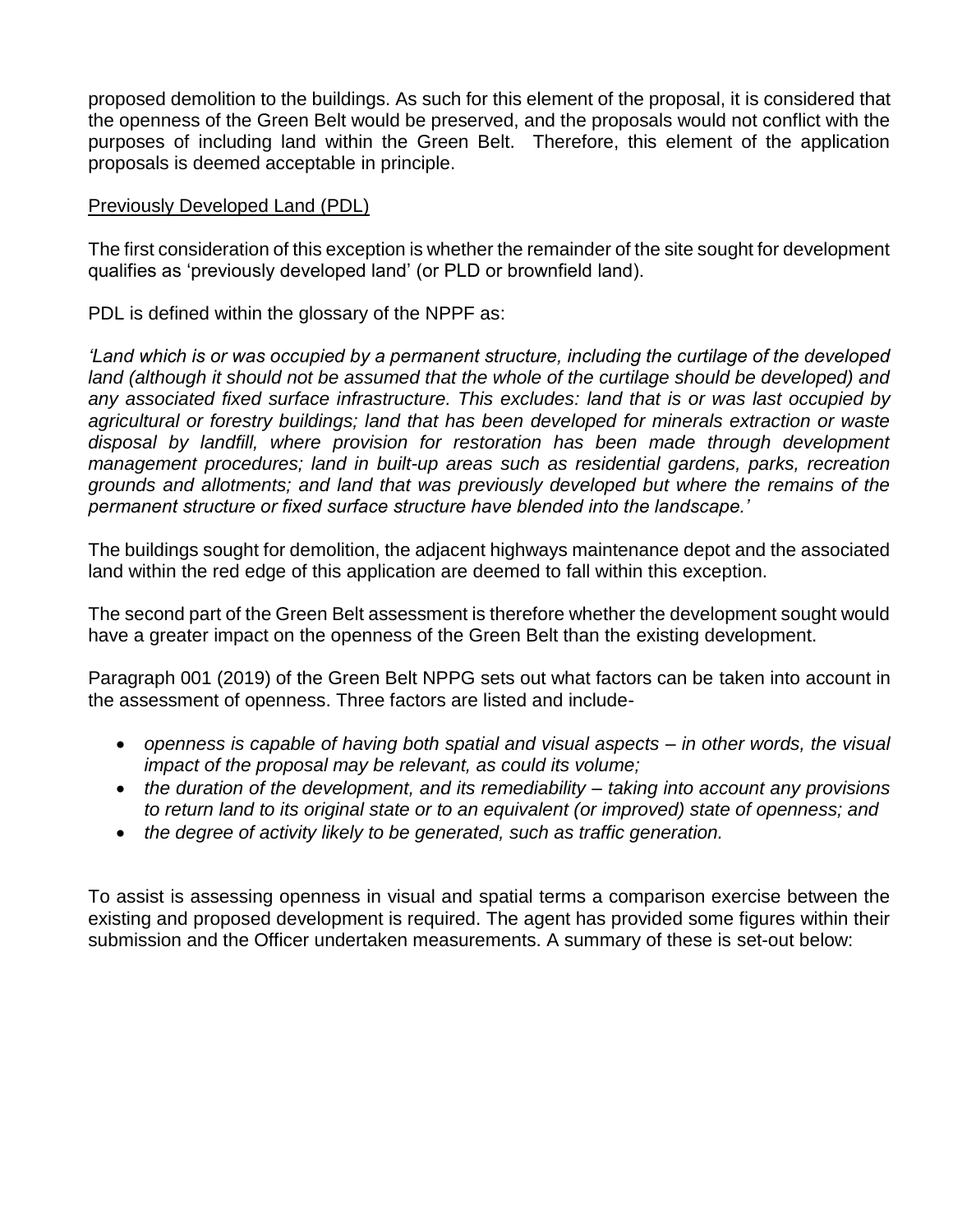proposed demolition to the buildings. As such for this element of the proposal, it is considered that the openness of the Green Belt would be preserved, and the proposals would not conflict with the purposes of including land within the Green Belt. Therefore, this element of the application proposals is deemed acceptable in principle.

<u>Previously Developed Land (PDL)</u>

The first consideration of this exception is whether the remainder of the site sought for development qualifies as 'previously developed land' (or PLD or brownfield land).

PDL is defined within the glossary of the NPPF as:

*'Land which is or was occupied by a permanent structure, including the curtilage of the developed land (although it should not be assumed that the whole of the curtilage should be developed) and any associated fixed surface infrastructure. This excludes: land that is or was last occupied by agricultural or forestry buildings; land that has been developed for minerals extraction or waste disposal by landfill, where provision for restoration has been made through development management procedures; land in built-up areas such as residential gardens, parks, recreation grounds and allotments; and land that was previously developed but where the remains of the permanent structure or fixed surface structure have blended into the landscape.'*

The buildings sought for demolition, the adjacent highways maintenance depot and the associated land within the red edge of this application are deemed to fall within this exception.

The second part of the Green Belt assessment is therefore whether the development sought would have a greater impact on the openness of the Green Belt than the existing development.

Paragraph 001 (2019) of the Green Belt NPPG sets out what factors can be taken into account in the assessment of openness. Three factors are listed and include-

- *openness is capable of having both spatial and visual aspects – in other words, the visual impact of the proposal may be relevant, as could its volume;*
- *the duration of the development, and its remediability – taking into account any provisions to return land to its original state or to an equivalent (or improved) state of openness; and*
- *the degree of activity likely to be generated, such as traffic generation.*

To assist is assessing openness in visual and spatial terms a comparison exercise between the existing and proposed development is required. The agent has provided some figures within their submission and the Officer undertaken measurements. A summary of these is set-out below: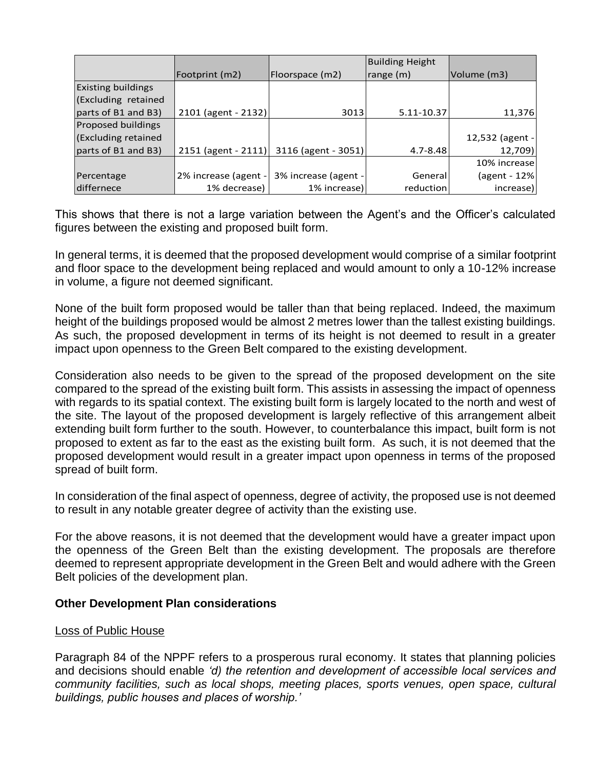| | Footprint (m2) | Floorspace (m2) | Building Height range (m) | Volume (m3) |
|---|---|---|---|---|
| Existing buildings (Excluding retained parts of B1 and B3) | 2101 (agent - 2132) | 3013 | 5.11-10.37 | 11,376 |
| Proposed buildings (Excluding retained parts of B1 and B3) | 2151 (agent - 2111) | 3116 (agent - 3051) | 4.7-8.48 | 12,532 (agent - 12,709) |
| Percentage differnece | 2% increase (agent - 1% decrease) | 3% increase (agent - 1% increase) | General reduction | 10% increase (agent - 12% increase) |

This shows that there is not a large variation between the Agent's and the Officer's calculated figures between the existing and proposed built form.

In general terms, it is deemed that the proposed development would comprise of a similar footprint and floor space to the development being replaced and would amount to only a 10-12% increase in volume, a figure not deemed significant.

None of the built form proposed would be taller than that being replaced. Indeed, the maximum height of the buildings proposed would be almost 2 metres lower than the tallest existing buildings. As such, the proposed development in terms of its height is not deemed to result in a greater impact upon openness to the Green Belt compared to the existing development.

Consideration also needs to be given to the spread of the proposed development on the site compared to the spread of the existing built form. This assists in assessing the impact of openness with regards to its spatial context. The existing built form is largely located to the north and west of the site. The layout of the proposed development is largely reflective of this arrangement albeit extending built form further to the south. However, to counterbalance this impact, built form is not proposed to extent as far to the east as the existing built form. As such, it is not deemed that the proposed development would result in a greater impact upon openness in terms of the proposed spread of built form.

In consideration of the final aspect of openness, degree of activity, the proposed use is not deemed to result in any notable greater degree of activity than the existing use.

For the above reasons, it is not deemed that the development would have a greater impact upon the openness of the Green Belt than the existing development. The proposals are therefore deemed to represent appropriate development in the Green Belt and would adhere with the Green Belt policies of the development plan.

**Other Development Plan considerations**

<u>Loss of Public House</u>

Paragraph 84 of the NPPF refers to a prosperous rural economy. It states that planning policies and decisions should enable *'d) the retention and development of accessible local services and community facilities, such as local shops, meeting places, sports venues, open space, cultural buildings, public houses and places of worship.'*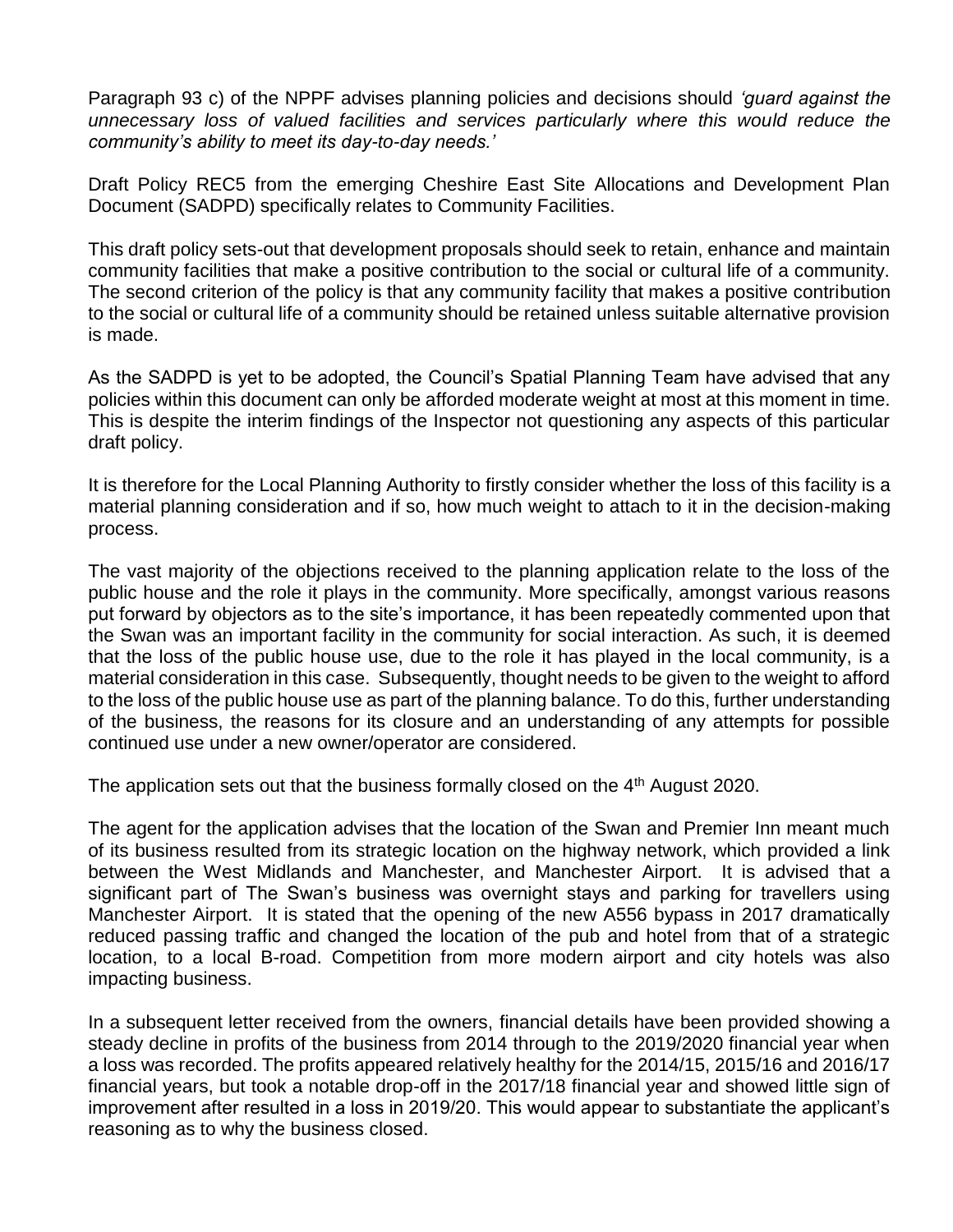Paragraph 93 c) of the NPPF advises planning policies and decisions should *'guard against the unnecessary loss of valued facilities and services particularly where this would reduce the community's ability to meet its day-to-day needs.'*

Draft Policy REC5 from the emerging Cheshire East Site Allocations and Development Plan Document (SADPD) specifically relates to Community Facilities.

This draft policy sets-out that development proposals should seek to retain, enhance and maintain community facilities that make a positive contribution to the social or cultural life of a community. The second criterion of the policy is that any community facility that makes a positive contribution to the social or cultural life of a community should be retained unless suitable alternative provision is made.

As the SADPD is yet to be adopted, the Council's Spatial Planning Team have advised that any policies within this document can only be afforded moderate weight at most at this moment in time. This is despite the interim findings of the Inspector not questioning any aspects of this particular draft policy.

It is therefore for the Local Planning Authority to firstly consider whether the loss of this facility is a material planning consideration and if so, how much weight to attach to it in the decision-making process.

The vast majority of the objections received to the planning application relate to the loss of the public house and the role it plays in the community. More specifically, amongst various reasons put forward by objectors as to the site's importance, it has been repeatedly commented upon that the Swan was an important facility in the community for social interaction. As such, it is deemed that the loss of the public house use, due to the role it has played in the local community, is a material consideration in this case. Subsequently, thought needs to be given to the weight to afford to the loss of the public house use as part of the planning balance. To do this, further understanding of the business, the reasons for its closure and an understanding of any attempts for possible continued use under a new owner/operator are considered.

The application sets out that the business formally closed on the 4th August 2020.

The agent for the application advises that the location of the Swan and Premier Inn meant much of its business resulted from its strategic location on the highway network, which provided a link between the West Midlands and Manchester, and Manchester Airport. It is advised that a significant part of The Swan's business was overnight stays and parking for travellers using Manchester Airport. It is stated that the opening of the new A556 bypass in 2017 dramatically reduced passing traffic and changed the location of the pub and hotel from that of a strategic location, to a local B-road. Competition from more modern airport and city hotels was also impacting business.

In a subsequent letter received from the owners, financial details have been provided showing a steady decline in profits of the business from 2014 through to the 2019/2020 financial year when a loss was recorded. The profits appeared relatively healthy for the 2014/15, 2015/16 and 2016/17 financial years, but took a notable drop-off in the 2017/18 financial year and showed little sign of improvement after resulted in a loss in 2019/20. This would appear to substantiate the applicant's reasoning as to why the business closed.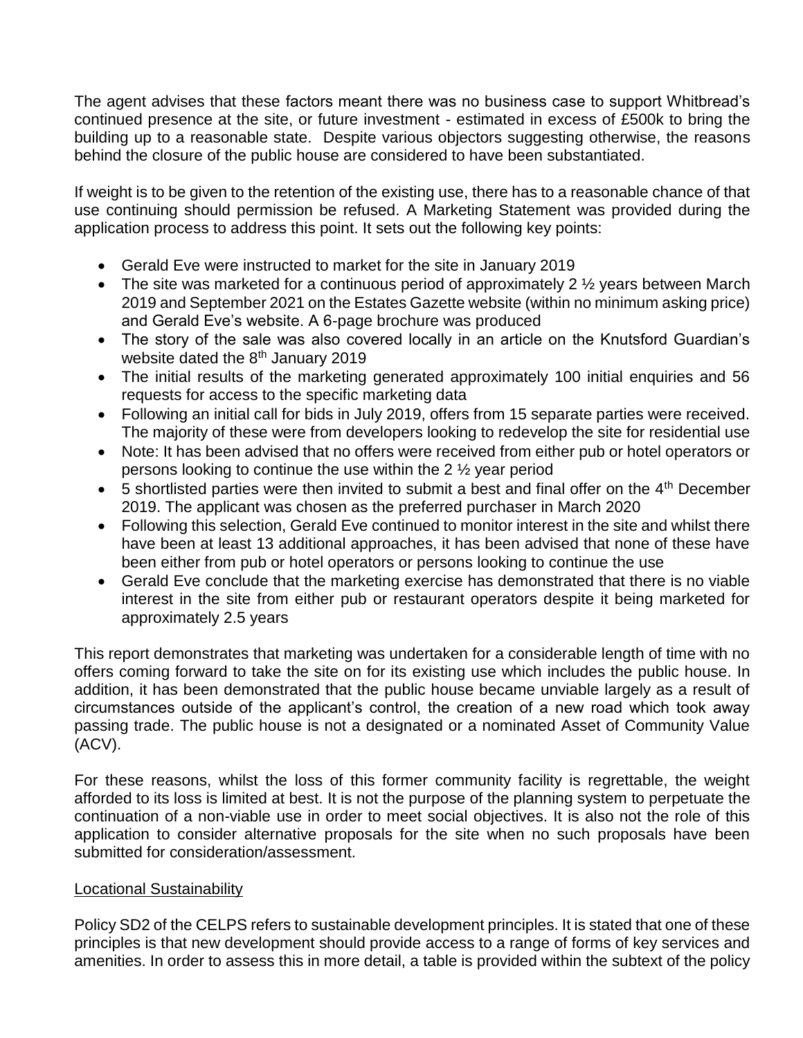The agent advises that these factors meant there was no business case to support Whitbread's continued presence at the site, or future investment - estimated in excess of £500k to bring the building up to a reasonable state. Despite various objectors suggesting otherwise, the reasons behind the closure of the public house are considered to have been substantiated.

If weight is to be given to the retention of the existing use, there has to a reasonable chance of that use continuing should permission be refused. A Marketing Statement was provided during the application process to address this point. It sets out the following key points:

- Gerald Eve were instructed to market for the site in January 2019
- The site was marketed for a continuous period of approximately 2 ½ years between March 2019 and September 2021 on the Estates Gazette website (within no minimum asking price) and Gerald Eve's website. A 6-page brochure was produced
- The story of the sale was also covered locally in an article on the Knutsford Guardian's website dated the 8th January 2019
- The initial results of the marketing generated approximately 100 initial enquiries and 56 requests for access to the specific marketing data
- Following an initial call for bids in July 2019, offers from 15 separate parties were received. The majority of these were from developers looking to redevelop the site for residential use
- Note: It has been advised that no offers were received from either pub or hotel operators or persons looking to continue the use within the 2 ½ year period
- 5 shortlisted parties were then invited to submit a best and final offer on the 4th December 2019. The applicant was chosen as the preferred purchaser in March 2020
- Following this selection, Gerald Eve continued to monitor interest in the site and whilst there have been at least 13 additional approaches, it has been advised that none of these have been either from pub or hotel operators or persons looking to continue the use
- Gerald Eve conclude that the marketing exercise has demonstrated that there is no viable interest in the site from either pub or restaurant operators despite it being marketed for approximately 2.5 years

This report demonstrates that marketing was undertaken for a considerable length of time with no offers coming forward to take the site on for its existing use which includes the public house. In addition, it has been demonstrated that the public house became unviable largely as a result of circumstances outside of the applicant's control, the creation of a new road which took away passing trade. The public house is not a designated or a nominated Asset of Community Value (ACV).

For these reasons, whilst the loss of this former community facility is regrettable, the weight afforded to its loss is limited at best. It is not the purpose of the planning system to perpetuate the continuation of a non-viable use in order to meet social objectives. It is also not the role of this application to consider alternative proposals for the site when no such proposals have been submitted for consideration/assessment.

<u>Locational Sustainability</u>

Policy SD2 of the CELPS refers to sustainable development principles. It is stated that one of these principles is that new development should provide access to a range of forms of key services and amenities. In order to assess this in more detail, a table is provided within the subtext of the policy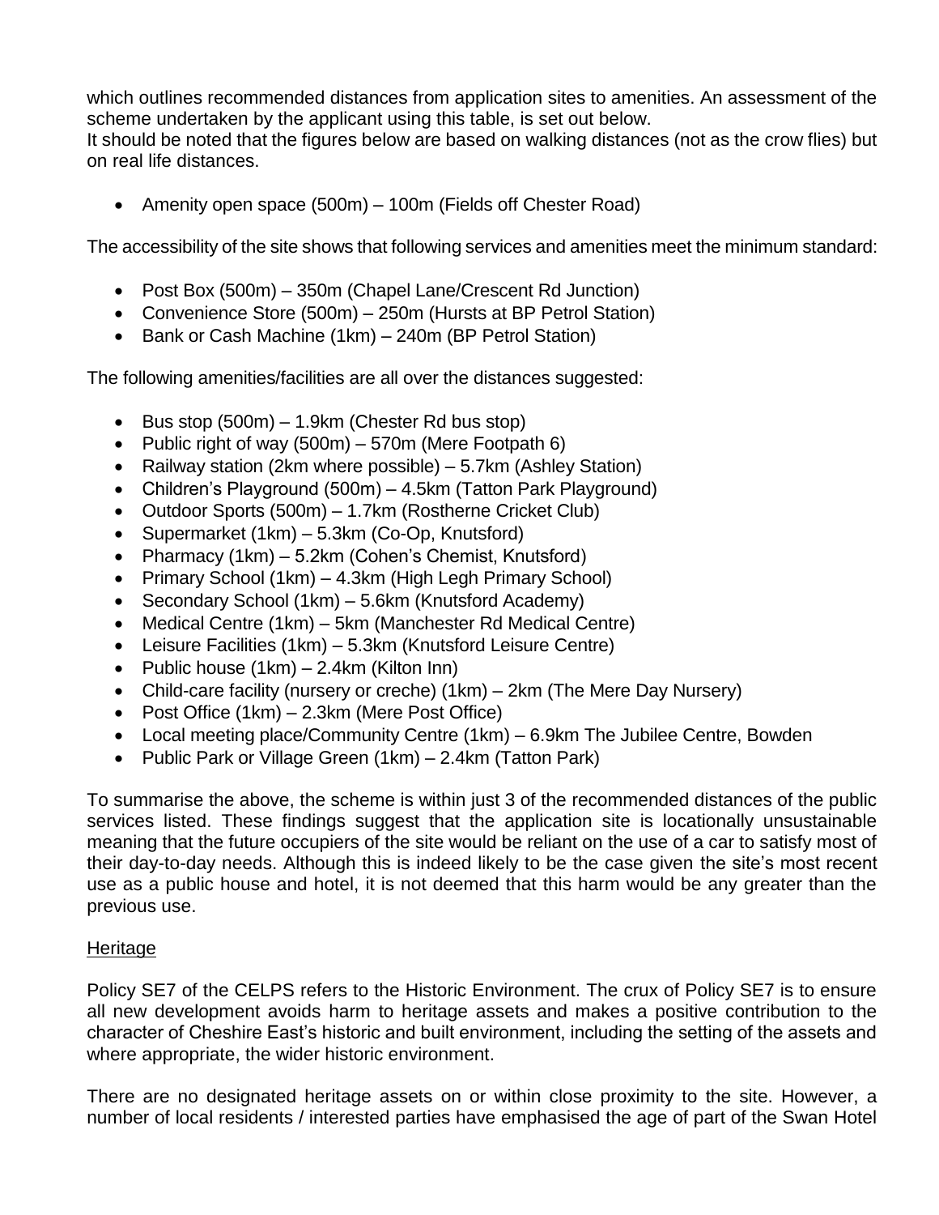which outlines recommended distances from application sites to amenities. An assessment of the scheme undertaken by the applicant using this table, is set out below.
It should be noted that the figures below are based on walking distances (not as the crow flies) but on real life distances.

- Amenity open space (500m) – 100m (Fields off Chester Road)

The accessibility of the site shows that following services and amenities meet the minimum standard:

- Post Box (500m) – 350m (Chapel Lane/Crescent Rd Junction)
- Convenience Store (500m) – 250m (Hursts at BP Petrol Station)
- Bank or Cash Machine (1km) – 240m (BP Petrol Station)

The following amenities/facilities are all over the distances suggested:

- Bus stop (500m) – 1.9km (Chester Rd bus stop)
- Public right of way (500m) – 570m (Mere Footpath 6)
- Railway station (2km where possible) – 5.7km (Ashley Station)
- Children's Playground (500m) – 4.5km (Tatton Park Playground)
- Outdoor Sports (500m) – 1.7km (Rostherne Cricket Club)
- Supermarket (1km) – 5.3km (Co-Op, Knutsford)
- Pharmacy (1km) – 5.2km (Cohen's Chemist, Knutsford)
- Primary School (1km) – 4.3km (High Legh Primary School)
- Secondary School (1km) – 5.6km (Knutsford Academy)
- Medical Centre (1km) – 5km (Manchester Rd Medical Centre)
- Leisure Facilities (1km) – 5.3km (Knutsford Leisure Centre)
- Public house (1km) – 2.4km (Kilton Inn)
- Child-care facility (nursery or creche) (1km) – 2km (The Mere Day Nursery)
- Post Office (1km) – 2.3km (Mere Post Office)
- Local meeting place/Community Centre (1km) – 6.9km The Jubilee Centre, Bowden
- Public Park or Village Green (1km) – 2.4km (Tatton Park)

To summarise the above, the scheme is within just 3 of the recommended distances of the public services listed. These findings suggest that the application site is locationally unsustainable meaning that the future occupiers of the site would be reliant on the use of a car to satisfy most of their day-to-day needs. Although this is indeed likely to be the case given the site's most recent use as a public house and hotel, it is not deemed that this harm would be any greater than the previous use.

<u>Heritage</u>

Policy SE7 of the CELPS refers to the Historic Environment. The crux of Policy SE7 is to ensure all new development avoids harm to heritage assets and makes a positive contribution to the character of Cheshire East's historic and built environment, including the setting of the assets and where appropriate, the wider historic environment.

There are no designated heritage assets on or within close proximity to the site. However, a number of local residents / interested parties have emphasised the age of part of the Swan Hotel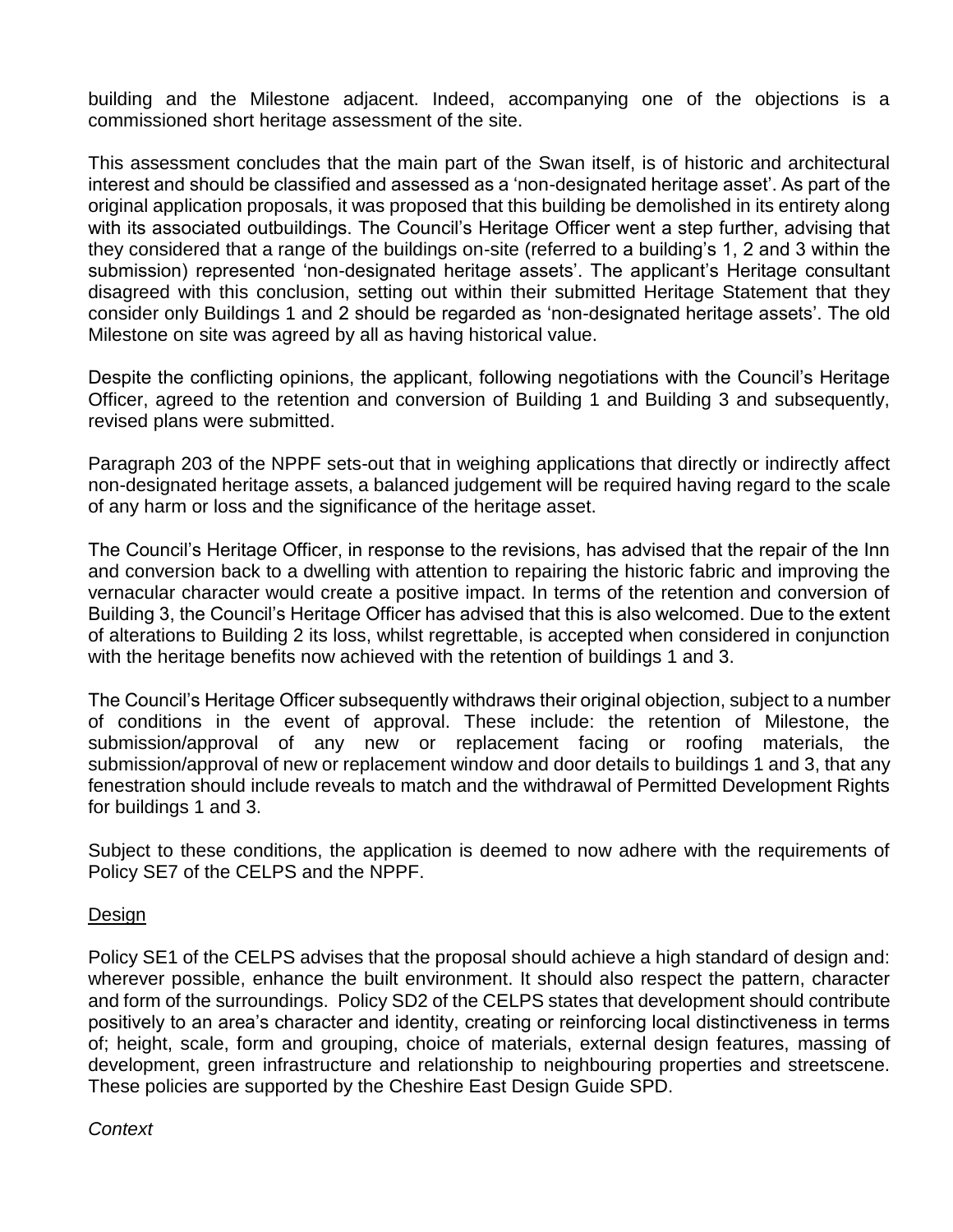building and the Milestone adjacent. Indeed, accompanying one of the objections is a commissioned short heritage assessment of the site.

This assessment concludes that the main part of the Swan itself, is of historic and architectural interest and should be classified and assessed as a 'non-designated heritage asset'. As part of the original application proposals, it was proposed that this building be demolished in its entirety along with its associated outbuildings. The Council's Heritage Officer went a step further, advising that they considered that a range of the buildings on-site (referred to a building's 1, 2 and 3 within the submission) represented 'non-designated heritage assets'. The applicant's Heritage consultant disagreed with this conclusion, setting out within their submitted Heritage Statement that they consider only Buildings 1 and 2 should be regarded as 'non-designated heritage assets'. The old Milestone on site was agreed by all as having historical value.

Despite the conflicting opinions, the applicant, following negotiations with the Council's Heritage Officer, agreed to the retention and conversion of Building 1 and Building 3 and subsequently, revised plans were submitted.

Paragraph 203 of the NPPF sets-out that in weighing applications that directly or indirectly affect non-designated heritage assets, a balanced judgement will be required having regard to the scale of any harm or loss and the significance of the heritage asset.

The Council's Heritage Officer, in response to the revisions, has advised that the repair of the Inn and conversion back to a dwelling with attention to repairing the historic fabric and improving the vernacular character would create a positive impact. In terms of the retention and conversion of Building 3, the Council's Heritage Officer has advised that this is also welcomed. Due to the extent of alterations to Building 2 its loss, whilst regrettable, is accepted when considered in conjunction with the heritage benefits now achieved with the retention of buildings 1 and 3.

The Council's Heritage Officer subsequently withdraws their original objection, subject to a number of conditions in the event of approval. These include: the retention of Milestone, the submission/approval of any new or replacement facing or roofing materials, the submission/approval of new or replacement window and door details to buildings 1 and 3, that any fenestration should include reveals to match and the withdrawal of Permitted Development Rights for buildings 1 and 3.

Subject to these conditions, the application is deemed to now adhere with the requirements of Policy SE7 of the CELPS and the NPPF.

<u>Design</u>

Policy SE1 of the CELPS advises that the proposal should achieve a high standard of design and: wherever possible, enhance the built environment. It should also respect the pattern, character and form of the surroundings. Policy SD2 of the CELPS states that development should contribute positively to an area's character and identity, creating or reinforcing local distinctiveness in terms of; height, scale, form and grouping, choice of materials, external design features, massing of development, green infrastructure and relationship to neighbouring properties and streetscene. These policies are supported by the Cheshire East Design Guide SPD.

*Context*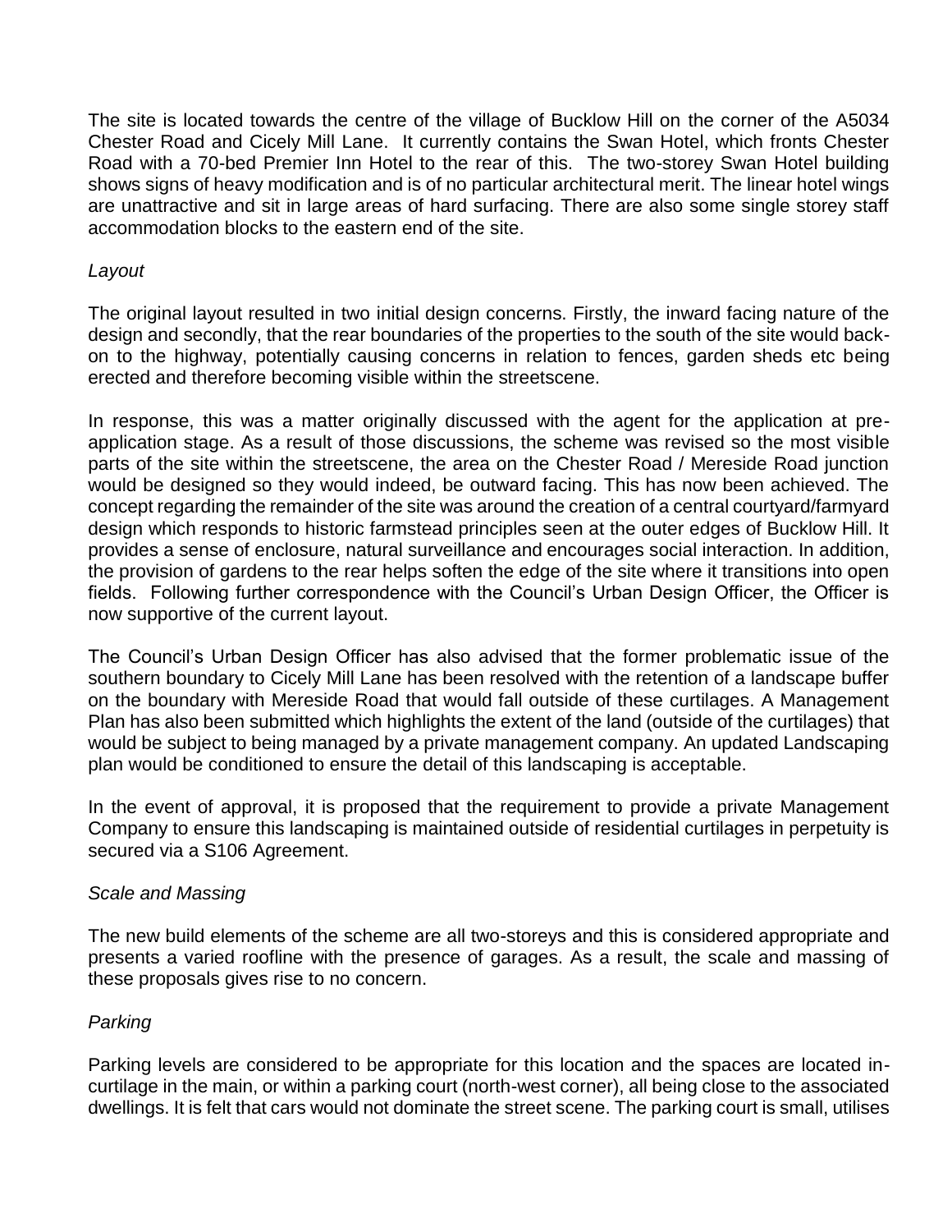The site is located towards the centre of the village of Bucklow Hill on the corner of the A5034 Chester Road and Cicely Mill Lane. It currently contains the Swan Hotel, which fronts Chester Road with a 70-bed Premier Inn Hotel to the rear of this. The two-storey Swan Hotel building shows signs of heavy modification and is of no particular architectural merit. The linear hotel wings are unattractive and sit in large areas of hard surfacing. There are also some single storey staff accommodation blocks to the eastern end of the site.

*Layout*

The original layout resulted in two initial design concerns. Firstly, the inward facing nature of the design and secondly, that the rear boundaries of the properties to the south of the site would back-on to the highway, potentially causing concerns in relation to fences, garden sheds etc being erected and therefore becoming visible within the streetscene.

In response, this was a matter originally discussed with the agent for the application at pre-application stage. As a result of those discussions, the scheme was revised so the most visible parts of the site within the streetscene, the area on the Chester Road / Mereside Road junction would be designed so they would indeed, be outward facing. This has now been achieved. The concept regarding the remainder of the site was around the creation of a central courtyard/farmyard design which responds to historic farmstead principles seen at the outer edges of Bucklow Hill. It provides a sense of enclosure, natural surveillance and encourages social interaction. In addition, the provision of gardens to the rear helps soften the edge of the site where it transitions into open fields. Following further correspondence with the Council's Urban Design Officer, the Officer is now supportive of the current layout.

The Council's Urban Design Officer has also advised that the former problematic issue of the southern boundary to Cicely Mill Lane has been resolved with the retention of a landscape buffer on the boundary with Mereside Road that would fall outside of these curtilages. A Management Plan has also been submitted which highlights the extent of the land (outside of the curtilages) that would be subject to being managed by a private management company. An updated Landscaping plan would be conditioned to ensure the detail of this landscaping is acceptable.

In the event of approval, it is proposed that the requirement to provide a private Management Company to ensure this landscaping is maintained outside of residential curtilages in perpetuity is secured via a S106 Agreement.

*Scale and Massing*

The new build elements of the scheme are all two-storeys and this is considered appropriate and presents a varied roofline with the presence of garages. As a result, the scale and massing of these proposals gives rise to no concern.

*Parking*

Parking levels are considered to be appropriate for this location and the spaces are located in-curtilage in the main, or within a parking court (north-west corner), all being close to the associated dwellings. It is felt that cars would not dominate the street scene. The parking court is small, utilises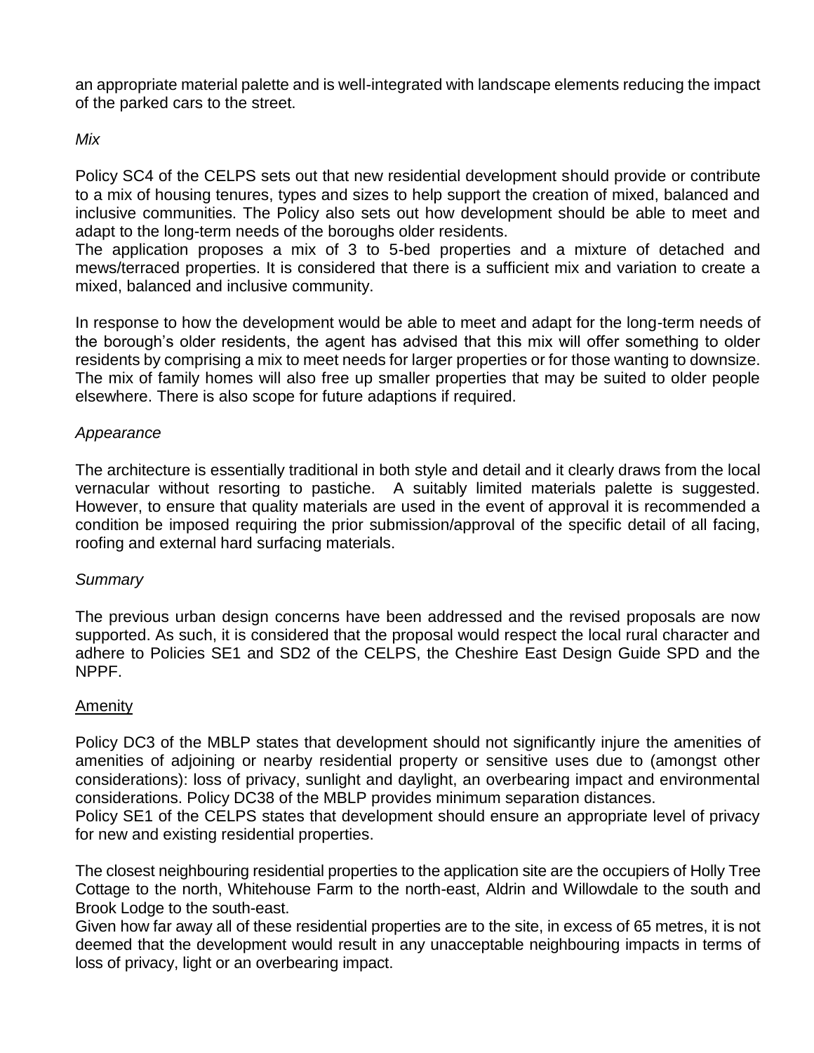an appropriate material palette and is well-integrated with landscape elements reducing the impact of the parked cars to the street.

*Mix*

Policy SC4 of the CELPS sets out that new residential development should provide or contribute to a mix of housing tenures, types and sizes to help support the creation of mixed, balanced and inclusive communities. The Policy also sets out how development should be able to meet and adapt to the long-term needs of the boroughs older residents.
The application proposes a mix of 3 to 5-bed properties and a mixture of detached and mews/terraced properties. It is considered that there is a sufficient mix and variation to create a mixed, balanced and inclusive community.

In response to how the development would be able to meet and adapt for the long-term needs of the borough's older residents, the agent has advised that this mix will offer something to older residents by comprising a mix to meet needs for larger properties or for those wanting to downsize. The mix of family homes will also free up smaller properties that may be suited to older people elsewhere. There is also scope for future adaptions if required.

*Appearance*

The architecture is essentially traditional in both style and detail and it clearly draws from the local vernacular without resorting to pastiche. A suitably limited materials palette is suggested. However, to ensure that quality materials are used in the event of approval it is recommended a condition be imposed requiring the prior submission/approval of the specific detail of all facing, roofing and external hard surfacing materials.

*Summary*

The previous urban design concerns have been addressed and the revised proposals are now supported. As such, it is considered that the proposal would respect the local rural character and adhere to Policies SE1 and SD2 of the CELPS, the Cheshire East Design Guide SPD and the NPPF.

<u>Amenity</u>

Policy DC3 of the MBLP states that development should not significantly injure the amenities of amenities of adjoining or nearby residential property or sensitive uses due to (amongst other considerations): loss of privacy, sunlight and daylight, an overbearing impact and environmental considerations. Policy DC38 of the MBLP provides minimum separation distances.
Policy SE1 of the CELPS states that development should ensure an appropriate level of privacy for new and existing residential properties.

The closest neighbouring residential properties to the application site are the occupiers of Holly Tree Cottage to the north, Whitehouse Farm to the north-east, Aldrin and Willowdale to the south and Brook Lodge to the south-east.
Given how far away all of these residential properties are to the site, in excess of 65 metres, it is not deemed that the development would result in any unacceptable neighbouring impacts in terms of loss of privacy, light or an overbearing impact.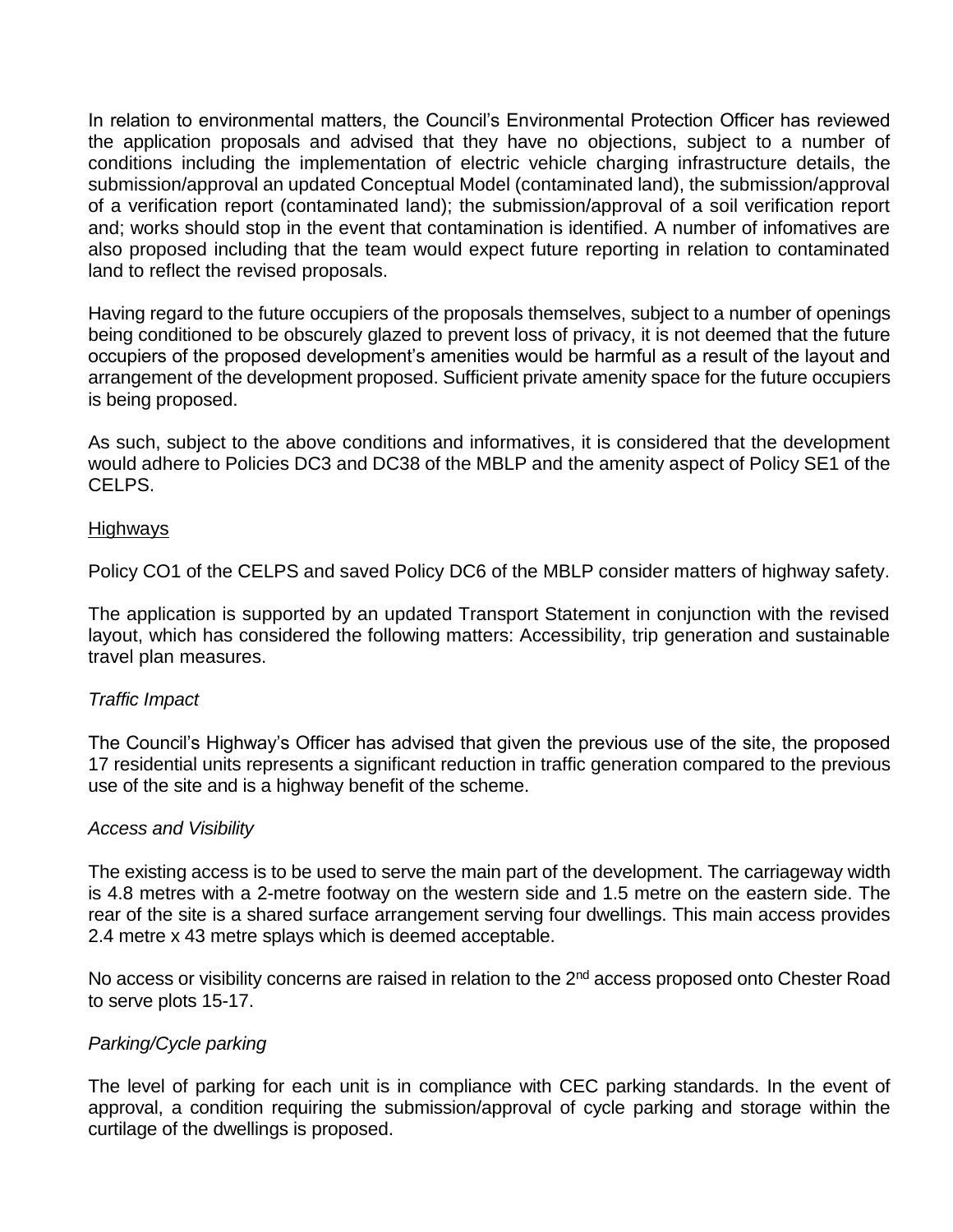In relation to environmental matters, the Council's Environmental Protection Officer has reviewed the application proposals and advised that they have no objections, subject to a number of conditions including the implementation of electric vehicle charging infrastructure details, the submission/approval an updated Conceptual Model (contaminated land), the submission/approval of a verification report (contaminated land); the submission/approval of a soil verification report and; works should stop in the event that contamination is identified. A number of infomatives are also proposed including that the team would expect future reporting in relation to contaminated land to reflect the revised proposals.

Having regard to the future occupiers of the proposals themselves, subject to a number of openings being conditioned to be obscurely glazed to prevent loss of privacy, it is not deemed that the future occupiers of the proposed development's amenities would be harmful as a result of the layout and arrangement of the development proposed. Sufficient private amenity space for the future occupiers is being proposed.

As such, subject to the above conditions and informatives, it is considered that the development would adhere to Policies DC3 and DC38 of the MBLP and the amenity aspect of Policy SE1 of the CELPS.

## Highways

Policy CO1 of the CELPS and saved Policy DC6 of the MBLP consider matters of highway safety.

The application is supported by an updated Transport Statement in conjunction with the revised layout, which has considered the following matters: Accessibility, trip generation and sustainable travel plan measures.

### *Traffic Impact*

The Council's Highway's Officer has advised that given the previous use of the site, the proposed 17 residential units represents a significant reduction in traffic generation compared to the previous use of the site and is a highway benefit of the scheme.

### *Access and Visibility*

The existing access is to be used to serve the main part of the development. The carriageway width is 4.8 metres with a 2-metre footway on the western side and 1.5 metre on the eastern side. The rear of the site is a shared surface arrangement serving four dwellings. This main access provides 2.4 metre x 43 metre splays which is deemed acceptable.

No access or visibility concerns are raised in relation to the 2nd access proposed onto Chester Road to serve plots 15-17.

### *Parking/Cycle parking*

The level of parking for each unit is in compliance with CEC parking standards. In the event of approval, a condition requiring the submission/approval of cycle parking and storage within the curtilage of the dwellings is proposed.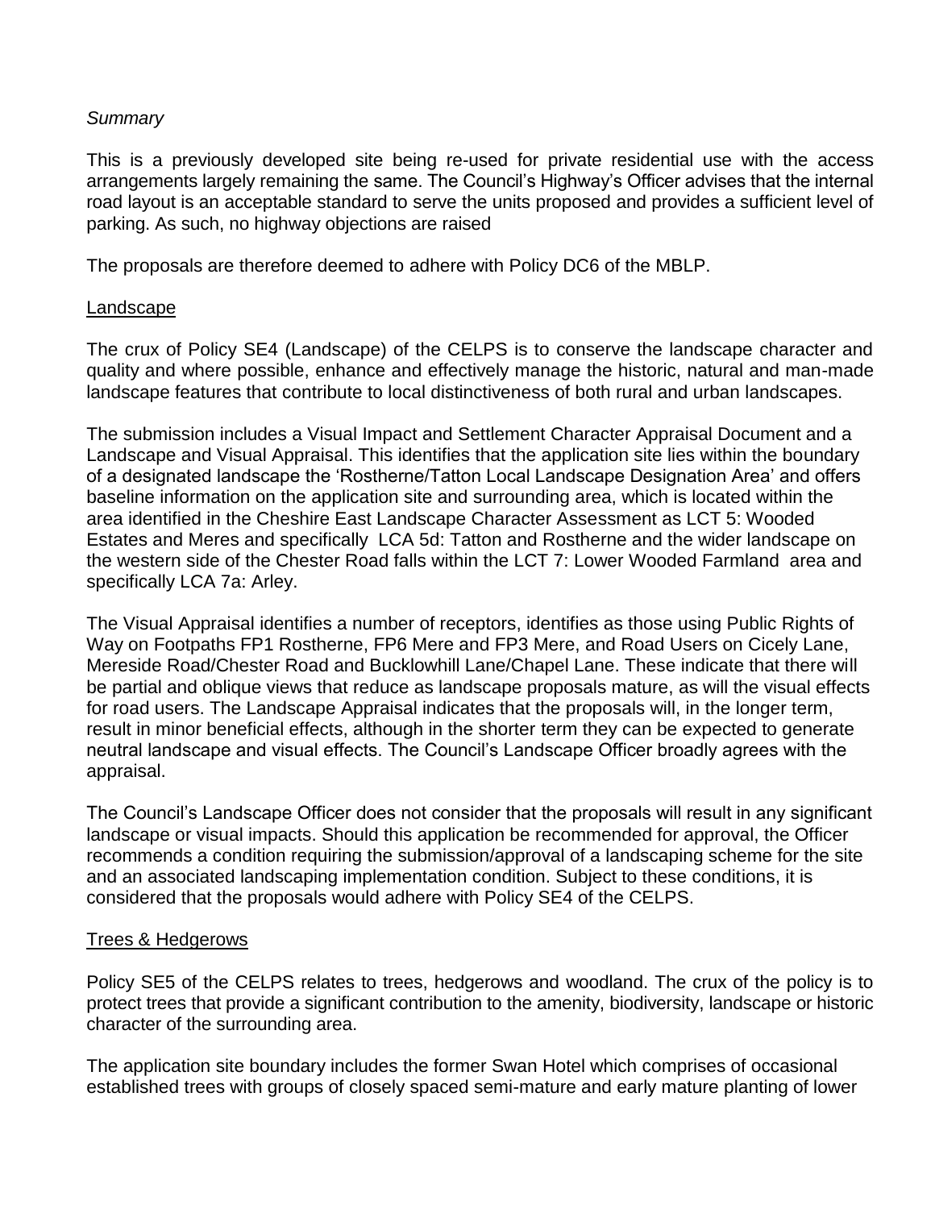*Summary*

This is a previously developed site being re-used for private residential use with the access arrangements largely remaining the same. The Council's Highway's Officer advises that the internal road layout is an acceptable standard to serve the units proposed and provides a sufficient level of parking. As such, no highway objections are raised

The proposals are therefore deemed to adhere with Policy DC6 of the MBLP.

Landscape

The crux of Policy SE4 (Landscape) of the CELPS is to conserve the landscape character and quality and where possible, enhance and effectively manage the historic, natural and man-made landscape features that contribute to local distinctiveness of both rural and urban landscapes.

The submission includes a Visual Impact and Settlement Character Appraisal Document and a Landscape and Visual Appraisal. This identifies that the application site lies within the boundary of a designated landscape the 'Rostherne/Tatton Local Landscape Designation Area' and offers baseline information on the application site and surrounding area, which is located within the area identified in the Cheshire East Landscape Character Assessment as LCT 5: Wooded Estates and Meres and specifically LCA 5d: Tatton and Rostherne and the wider landscape on the western side of the Chester Road falls within the LCT 7: Lower Wooded Farmland area and specifically LCA 7a: Arley.

The Visual Appraisal identifies a number of receptors, identifies as those using Public Rights of Way on Footpaths FP1 Rostherne, FP6 Mere and FP3 Mere, and Road Users on Cicely Lane, Mereside Road/Chester Road and Bucklowhill Lane/Chapel Lane. These indicate that there will be partial and oblique views that reduce as landscape proposals mature, as will the visual effects for road users. The Landscape Appraisal indicates that the proposals will, in the longer term, result in minor beneficial effects, although in the shorter term they can be expected to generate neutral landscape and visual effects. The Council's Landscape Officer broadly agrees with the appraisal.

The Council's Landscape Officer does not consider that the proposals will result in any significant landscape or visual impacts. Should this application be recommended for approval, the Officer recommends a condition requiring the submission/approval of a landscaping scheme for the site and an associated landscaping implementation condition. Subject to these conditions, it is considered that the proposals would adhere with Policy SE4 of the CELPS.

Trees & Hedgerows

Policy SE5 of the CELPS relates to trees, hedgerows and woodland. The crux of the policy is to protect trees that provide a significant contribution to the amenity, biodiversity, landscape or historic character of the surrounding area.

The application site boundary includes the former Swan Hotel which comprises of occasional established trees with groups of closely spaced semi-mature and early mature planting of lower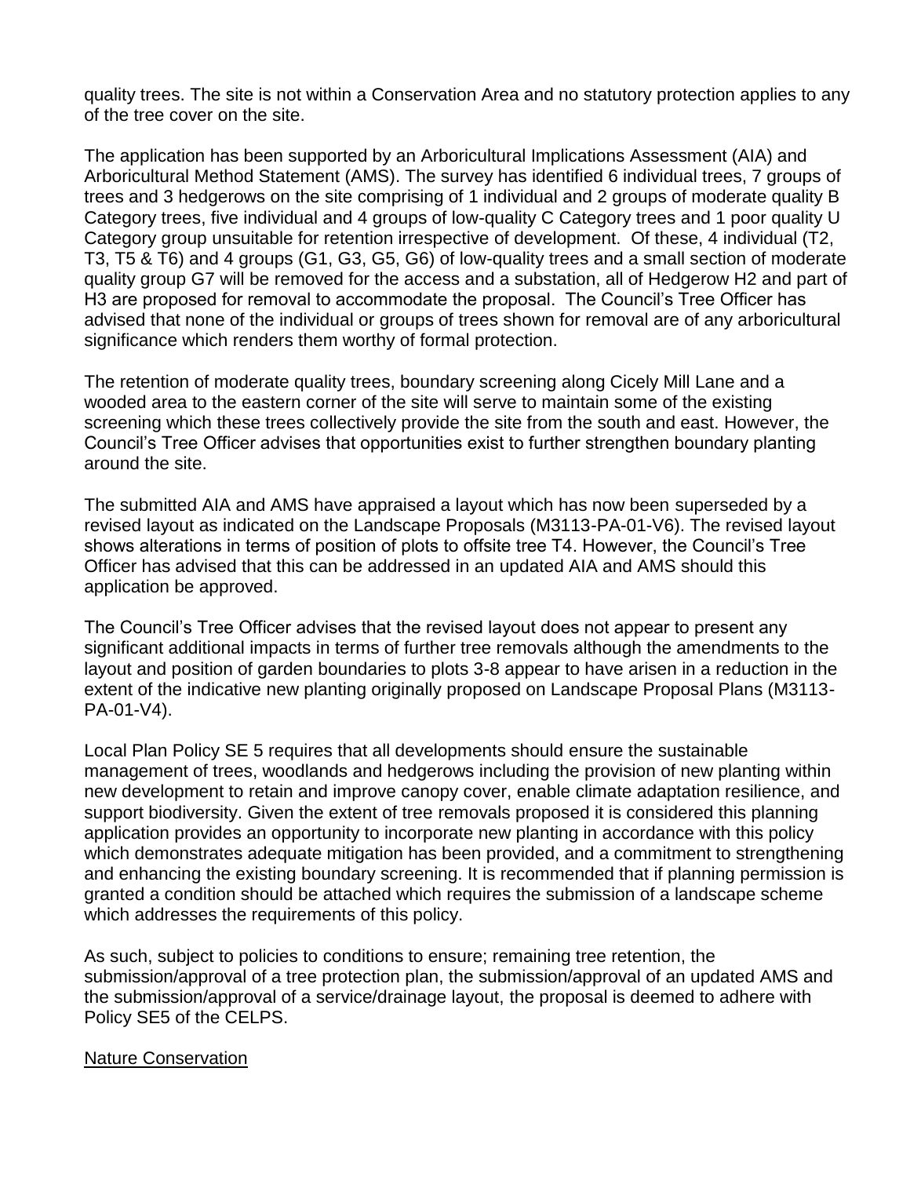quality trees. The site is not within a Conservation Area and no statutory protection applies to any of the tree cover on the site.

The application has been supported by an Arboricultural Implications Assessment (AIA) and Arboricultural Method Statement (AMS). The survey has identified 6 individual trees, 7 groups of trees and 3 hedgerows on the site comprising of 1 individual and 2 groups of moderate quality B Category trees, five individual and 4 groups of low-quality C Category trees and 1 poor quality U Category group unsuitable for retention irrespective of development. Of these, 4 individual (T2, T3, T5 & T6) and 4 groups (G1, G3, G5, G6) of low-quality trees and a small section of moderate quality group G7 will be removed for the access and a substation, all of Hedgerow H2 and part of H3 are proposed for removal to accommodate the proposal. The Council's Tree Officer has advised that none of the individual or groups of trees shown for removal are of any arboricultural significance which renders them worthy of formal protection.

The retention of moderate quality trees, boundary screening along Cicely Mill Lane and a wooded area to the eastern corner of the site will serve to maintain some of the existing screening which these trees collectively provide the site from the south and east. However, the Council's Tree Officer advises that opportunities exist to further strengthen boundary planting around the site.

The submitted AIA and AMS have appraised a layout which has now been superseded by a revised layout as indicated on the Landscape Proposals (M3113-PA-01-V6). The revised layout shows alterations in terms of position of plots to offsite tree T4. However, the Council's Tree Officer has advised that this can be addressed in an updated AIA and AMS should this application be approved.

The Council's Tree Officer advises that the revised layout does not appear to present any significant additional impacts in terms of further tree removals although the amendments to the layout and position of garden boundaries to plots 3-8 appear to have arisen in a reduction in the extent of the indicative new planting originally proposed on Landscape Proposal Plans (M3113-PA-01-V4).

Local Plan Policy SE 5 requires that all developments should ensure the sustainable management of trees, woodlands and hedgerows including the provision of new planting within new development to retain and improve canopy cover, enable climate adaptation resilience, and support biodiversity. Given the extent of tree removals proposed it is considered this planning application provides an opportunity to incorporate new planting in accordance with this policy which demonstrates adequate mitigation has been provided, and a commitment to strengthening and enhancing the existing boundary screening. It is recommended that if planning permission is granted a condition should be attached which requires the submission of a landscape scheme which addresses the requirements of this policy.

As such, subject to policies to conditions to ensure; remaining tree retention, the submission/approval of a tree protection plan, the submission/approval of an updated AMS and the submission/approval of a service/drainage layout, the proposal is deemed to adhere with Policy SE5 of the CELPS.

Nature Conservation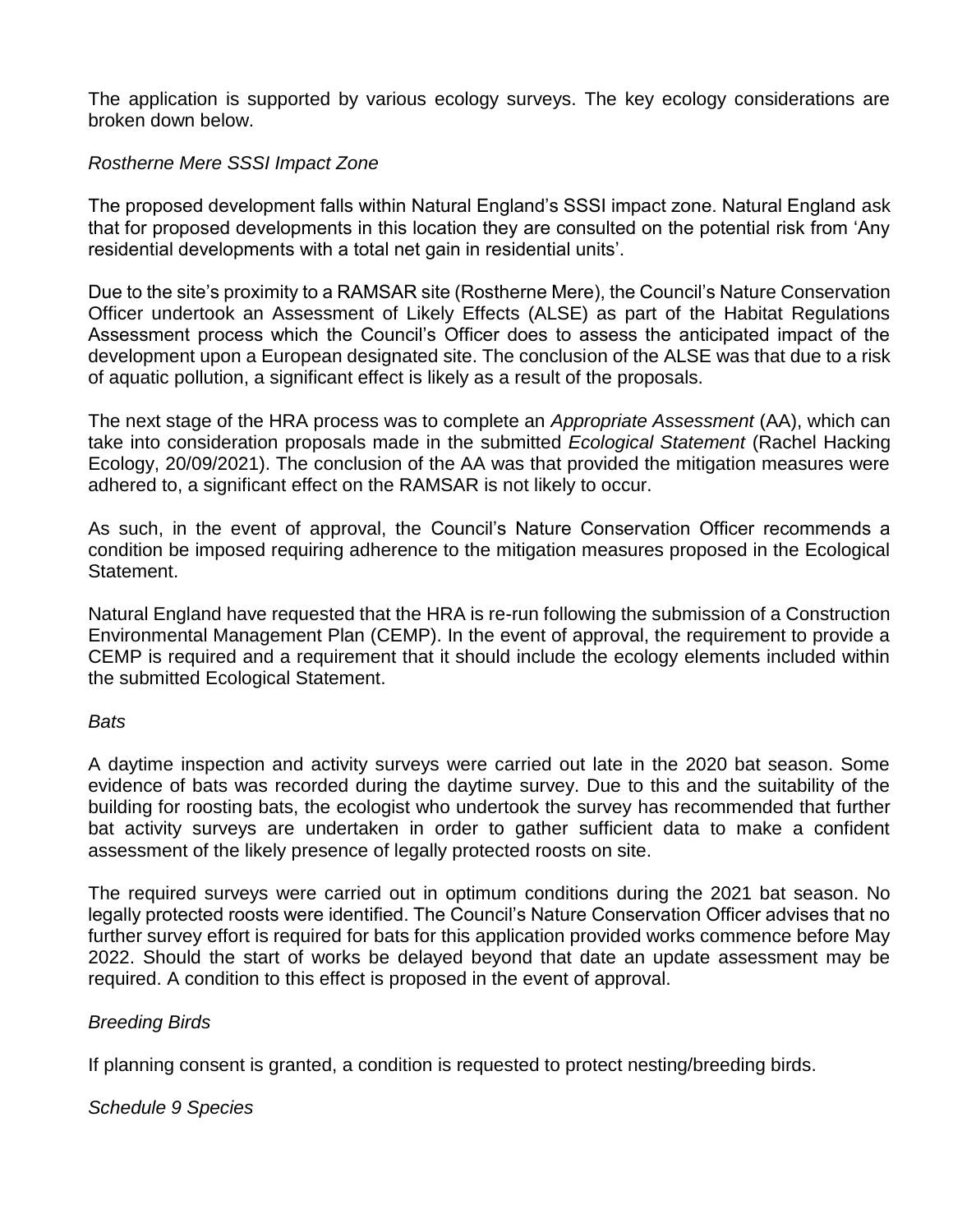The application is supported by various ecology surveys. The key ecology considerations are broken down below.

*Rostherne Mere SSSI Impact Zone*

The proposed development falls within Natural England's SSSI impact zone. Natural England ask that for proposed developments in this location they are consulted on the potential risk from 'Any residential developments with a total net gain in residential units'.

Due to the site's proximity to a RAMSAR site (Rostherne Mere), the Council's Nature Conservation Officer undertook an Assessment of Likely Effects (ALSE) as part of the Habitat Regulations Assessment process which the Council's Officer does to assess the anticipated impact of the development upon a European designated site. The conclusion of the ALSE was that due to a risk of aquatic pollution, a significant effect is likely as a result of the proposals.

The next stage of the HRA process was to complete an *Appropriate Assessment* (AA), which can take into consideration proposals made in the submitted *Ecological Statement* (Rachel Hacking Ecology, 20/09/2021). The conclusion of the AA was that provided the mitigation measures were adhered to, a significant effect on the RAMSAR is not likely to occur.

As such, in the event of approval, the Council's Nature Conservation Officer recommends a condition be imposed requiring adherence to the mitigation measures proposed in the Ecological Statement.

Natural England have requested that the HRA is re-run following the submission of a Construction Environmental Management Plan (CEMP). In the event of approval, the requirement to provide a CEMP is required and a requirement that it should include the ecology elements included within the submitted Ecological Statement.

*Bats*

A daytime inspection and activity surveys were carried out late in the 2020 bat season. Some evidence of bats was recorded during the daytime survey. Due to this and the suitability of the building for roosting bats, the ecologist who undertook the survey has recommended that further bat activity surveys are undertaken in order to gather sufficient data to make a confident assessment of the likely presence of legally protected roosts on site.

The required surveys were carried out in optimum conditions during the 2021 bat season. No legally protected roosts were identified. The Council's Nature Conservation Officer advises that no further survey effort is required for bats for this application provided works commence before May 2022. Should the start of works be delayed beyond that date an update assessment may be required. A condition to this effect is proposed in the event of approval.

*Breeding Birds*

If planning consent is granted, a condition is requested to protect nesting/breeding birds.

*Schedule 9 Species*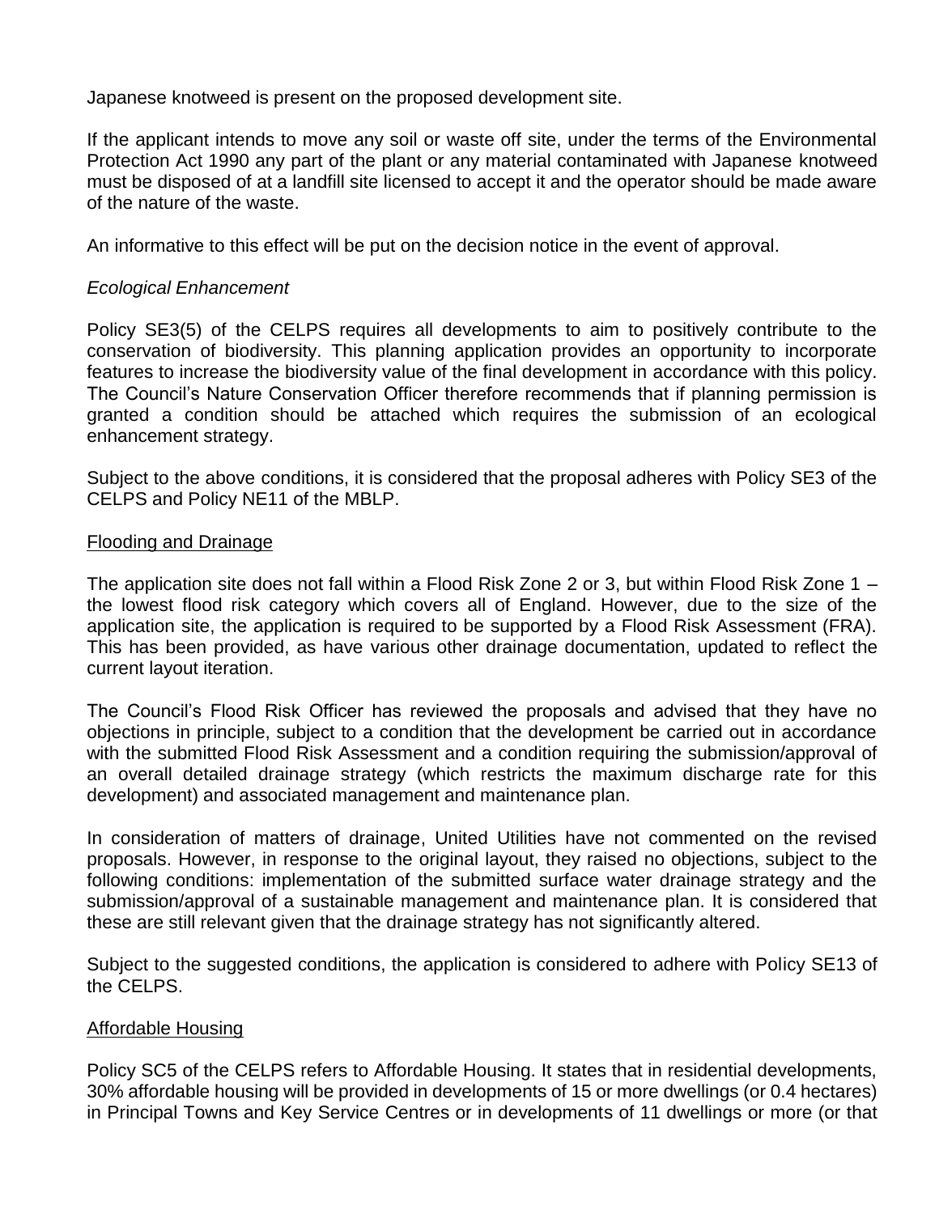Japanese knotweed is present on the proposed development site.

If the applicant intends to move any soil or waste off site, under the terms of the Environmental Protection Act 1990 any part of the plant or any material contaminated with Japanese knotweed must be disposed of at a landfill site licensed to accept it and the operator should be made aware of the nature of the waste.

An informative to this effect will be put on the decision notice in the event of approval.

*Ecological Enhancement*

Policy SE3(5) of the CELPS requires all developments to aim to positively contribute to the conservation of biodiversity. This planning application provides an opportunity to incorporate features to increase the biodiversity value of the final development in accordance with this policy. The Council's Nature Conservation Officer therefore recommends that if planning permission is granted a condition should be attached which requires the submission of an ecological enhancement strategy.

Subject to the above conditions, it is considered that the proposal adheres with Policy SE3 of the CELPS and Policy NE11 of the MBLP.

<u>Flooding and Drainage</u>

The application site does not fall within a Flood Risk Zone 2 or 3, but within Flood Risk Zone 1 – the lowest flood risk category which covers all of England. However, due to the size of the application site, the application is required to be supported by a Flood Risk Assessment (FRA). This has been provided, as have various other drainage documentation, updated to reflect the current layout iteration.

The Council's Flood Risk Officer has reviewed the proposals and advised that they have no objections in principle, subject to a condition that the development be carried out in accordance with the submitted Flood Risk Assessment and a condition requiring the submission/approval of an overall detailed drainage strategy (which restricts the maximum discharge rate for this development) and associated management and maintenance plan.

In consideration of matters of drainage, United Utilities have not commented on the revised proposals. However, in response to the original layout, they raised no objections, subject to the following conditions: implementation of the submitted surface water drainage strategy and the submission/approval of a sustainable management and maintenance plan. It is considered that these are still relevant given that the drainage strategy has not significantly altered.

Subject to the suggested conditions, the application is considered to adhere with Policy SE13 of the CELPS.

<u>Affordable Housing</u>

Policy SC5 of the CELPS refers to Affordable Housing. It states that in residential developments, 30% affordable housing will be provided in developments of 15 or more dwellings (or 0.4 hectares) in Principal Towns and Key Service Centres or in developments of 11 dwellings or more (or that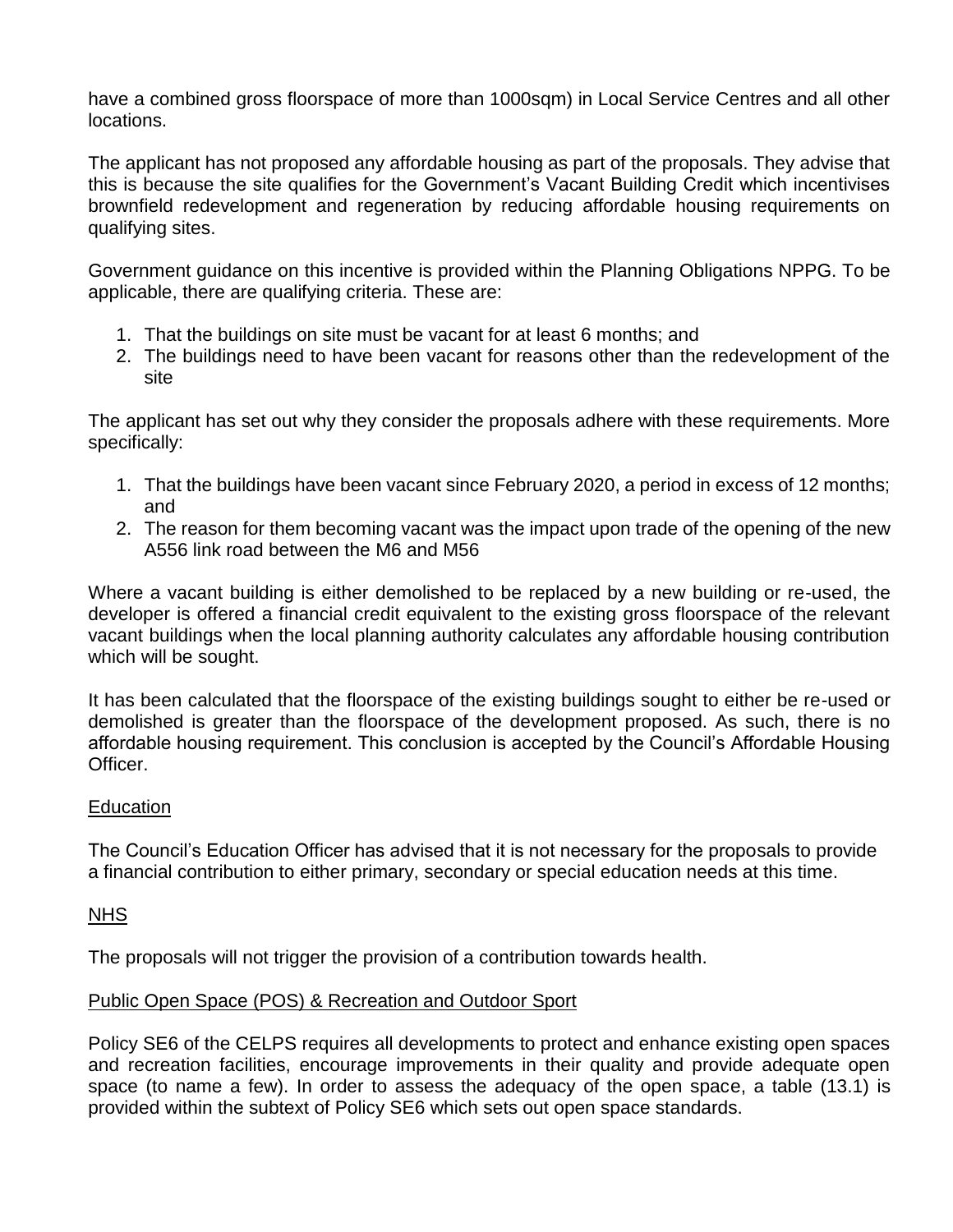have a combined gross floorspace of more than 1000sqm) in Local Service Centres and all other locations.

The applicant has not proposed any affordable housing as part of the proposals. They advise that this is because the site qualifies for the Government's Vacant Building Credit which incentivises brownfield redevelopment and regeneration by reducing affordable housing requirements on qualifying sites.

Government guidance on this incentive is provided within the Planning Obligations NPPG. To be applicable, there are qualifying criteria. These are:

1. That the buildings on site must be vacant for at least 6 months; and
2. The buildings need to have been vacant for reasons other than the redevelopment of the site

The applicant has set out why they consider the proposals adhere with these requirements. More specifically:

1. That the buildings have been vacant since February 2020, a period in excess of 12 months; and
2. The reason for them becoming vacant was the impact upon trade of the opening of the new A556 link road between the M6 and M56

Where a vacant building is either demolished to be replaced by a new building or re-used, the developer is offered a financial credit equivalent to the existing gross floorspace of the relevant vacant buildings when the local planning authority calculates any affordable housing contribution which will be sought.

It has been calculated that the floorspace of the existing buildings sought to either be re-used or demolished is greater than the floorspace of the development proposed. As such, there is no affordable housing requirement. This conclusion is accepted by the Council's Affordable Housing Officer.

<u>Education</u>

The Council's Education Officer has advised that it is not necessary for the proposals to provide a financial contribution to either primary, secondary or special education needs at this time.

<u>NHS</u>

The proposals will not trigger the provision of a contribution towards health.

<u>Public Open Space (POS) & Recreation and Outdoor Sport</u>

Policy SE6 of the CELPS requires all developments to protect and enhance existing open spaces and recreation facilities, encourage improvements in their quality and provide adequate open space (to name a few). In order to assess the adequacy of the open space, a table (13.1) is provided within the subtext of Policy SE6 which sets out open space standards.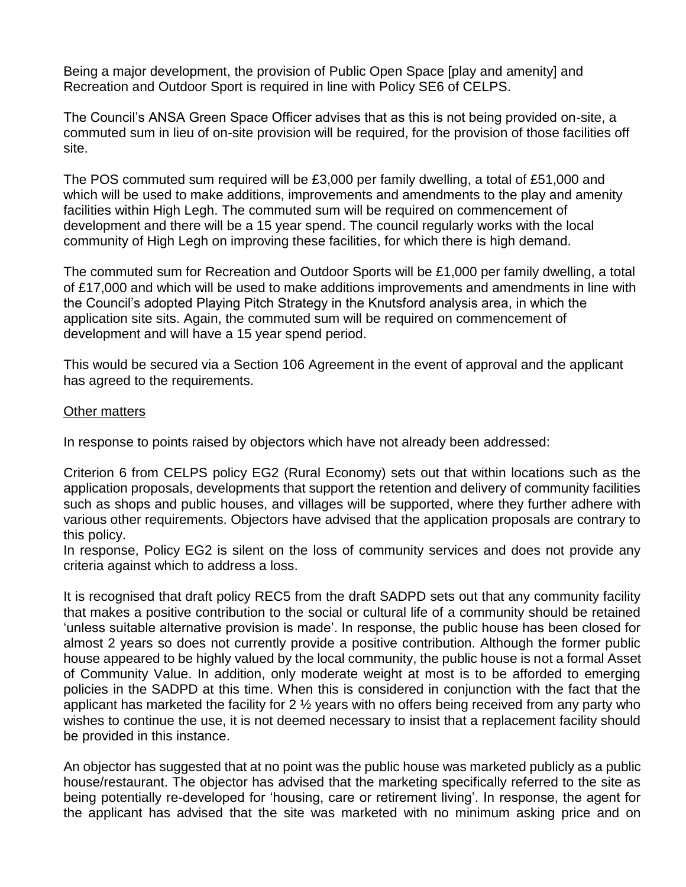Being a major development, the provision of Public Open Space [play and amenity] and Recreation and Outdoor Sport is required in line with Policy SE6 of CELPS.

The Council's ANSA Green Space Officer advises that as this is not being provided on-site, a commuted sum in lieu of on-site provision will be required, for the provision of those facilities off site.

The POS commuted sum required will be £3,000 per family dwelling, a total of £51,000 and which will be used to make additions, improvements and amendments to the play and amenity facilities within High Legh. The commuted sum will be required on commencement of development and there will be a 15 year spend. The council regularly works with the local community of High Legh on improving these facilities, for which there is high demand.

The commuted sum for Recreation and Outdoor Sports will be £1,000 per family dwelling, a total of £17,000 and which will be used to make additions improvements and amendments in line with the Council's adopted Playing Pitch Strategy in the Knutsford analysis area, in which the application site sits. Again, the commuted sum will be required on commencement of development and will have a 15 year spend period.

This would be secured via a Section 106 Agreement in the event of approval and the applicant has agreed to the requirements.

<u>Other matters</u>

In response to points raised by objectors which have not already been addressed:

Criterion 6 from CELPS policy EG2 (Rural Economy) sets out that within locations such as the application proposals, developments that support the retention and delivery of community facilities such as shops and public houses, and villages will be supported, where they further adhere with various other requirements. Objectors have advised that the application proposals are contrary to this policy.
In response, Policy EG2 is silent on the loss of community services and does not provide any criteria against which to address a loss.

It is recognised that draft policy REC5 from the draft SADPD sets out that any community facility that makes a positive contribution to the social or cultural life of a community should be retained 'unless suitable alternative provision is made'. In response, the public house has been closed for almost 2 years so does not currently provide a positive contribution. Although the former public house appeared to be highly valued by the local community, the public house is not a formal Asset of Community Value. In addition, only moderate weight at most is to be afforded to emerging policies in the SADPD at this time. When this is considered in conjunction with the fact that the applicant has marketed the facility for 2 ½ years with no offers being received from any party who wishes to continue the use, it is not deemed necessary to insist that a replacement facility should be provided in this instance.

An objector has suggested that at no point was the public house was marketed publicly as a public house/restaurant. The objector has advised that the marketing specifically referred to the site as being potentially re-developed for 'housing, care or retirement living'. In response, the agent for the applicant has advised that the site was marketed with no minimum asking price and on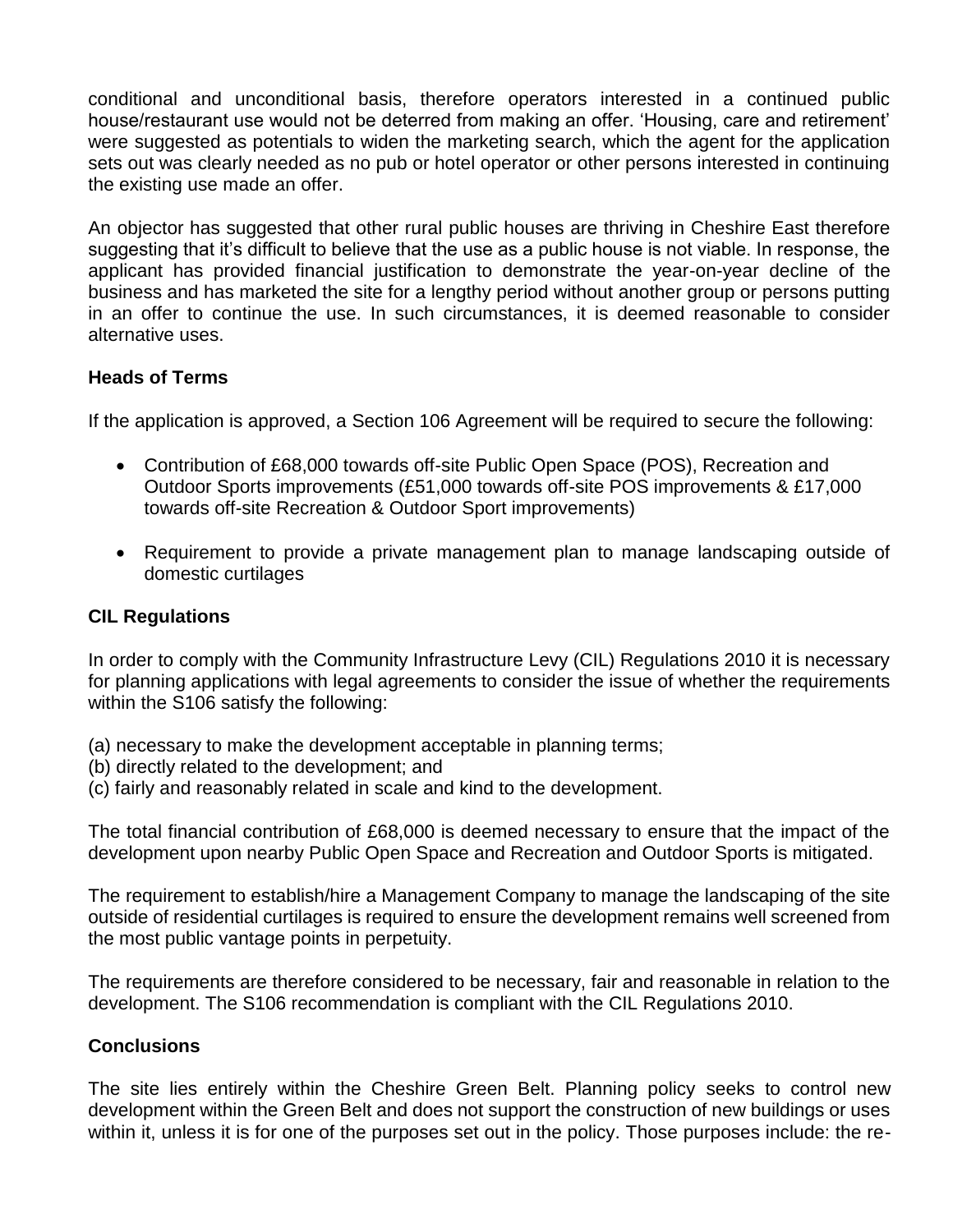conditional and unconditional basis, therefore operators interested in a continued public house/restaurant use would not be deterred from making an offer. 'Housing, care and retirement' were suggested as potentials to widen the marketing search, which the agent for the application sets out was clearly needed as no pub or hotel operator or other persons interested in continuing the existing use made an offer.

An objector has suggested that other rural public houses are thriving in Cheshire East therefore suggesting that it's difficult to believe that the use as a public house is not viable. In response, the applicant has provided financial justification to demonstrate the year-on-year decline of the business and has marketed the site for a lengthy period without another group or persons putting in an offer to continue the use. In such circumstances, it is deemed reasonable to consider alternative uses.

**Heads of Terms**

If the application is approved, a Section 106 Agreement will be required to secure the following:

- Contribution of £68,000 towards off-site Public Open Space (POS), Recreation and Outdoor Sports improvements (£51,000 towards off-site POS improvements & £17,000 towards off-site Recreation & Outdoor Sport improvements)
- Requirement to provide a private management plan to manage landscaping outside of domestic curtilages

**CIL Regulations**

In order to comply with the Community Infrastructure Levy (CIL) Regulations 2010 it is necessary for planning applications with legal agreements to consider the issue of whether the requirements within the S106 satisfy the following:

(a) necessary to make the development acceptable in planning terms;
(b) directly related to the development; and
(c) fairly and reasonably related in scale and kind to the development.

The total financial contribution of £68,000 is deemed necessary to ensure that the impact of the development upon nearby Public Open Space and Recreation and Outdoor Sports is mitigated.

The requirement to establish/hire a Management Company to manage the landscaping of the site outside of residential curtilages is required to ensure the development remains well screened from the most public vantage points in perpetuity.

The requirements are therefore considered to be necessary, fair and reasonable in relation to the development. The S106 recommendation is compliant with the CIL Regulations 2010.

**Conclusions**

The site lies entirely within the Cheshire Green Belt. Planning policy seeks to control new development within the Green Belt and does not support the construction of new buildings or uses within it, unless it is for one of the purposes set out in the policy. Those purposes include: the re-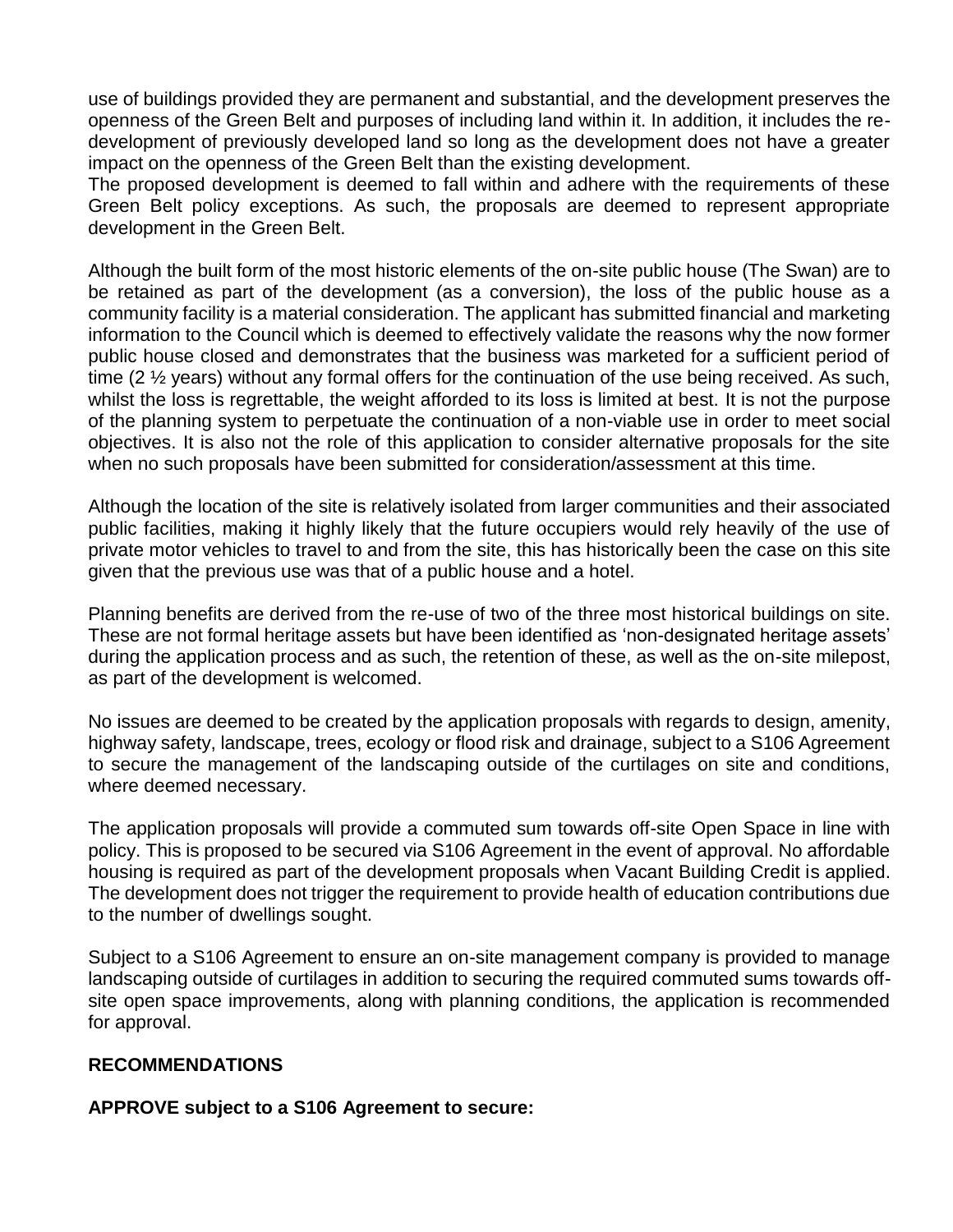use of buildings provided they are permanent and substantial, and the development preserves the openness of the Green Belt and purposes of including land within it. In addition, it includes the re-development of previously developed land so long as the development does not have a greater impact on the openness of the Green Belt than the existing development.
The proposed development is deemed to fall within and adhere with the requirements of these Green Belt policy exceptions. As such, the proposals are deemed to represent appropriate development in the Green Belt.

Although the built form of the most historic elements of the on-site public house (The Swan) are to be retained as part of the development (as a conversion), the loss of the public house as a community facility is a material consideration. The applicant has submitted financial and marketing information to the Council which is deemed to effectively validate the reasons why the now former public house closed and demonstrates that the business was marketed for a sufficient period of time (2 ½ years) without any formal offers for the continuation of the use being received. As such, whilst the loss is regrettable, the weight afforded to its loss is limited at best. It is not the purpose of the planning system to perpetuate the continuation of a non-viable use in order to meet social objectives. It is also not the role of this application to consider alternative proposals for the site when no such proposals have been submitted for consideration/assessment at this time.

Although the location of the site is relatively isolated from larger communities and their associated public facilities, making it highly likely that the future occupiers would rely heavily of the use of private motor vehicles to travel to and from the site, this has historically been the case on this site given that the previous use was that of a public house and a hotel.

Planning benefits are derived from the re-use of two of the three most historical buildings on site. These are not formal heritage assets but have been identified as 'non-designated heritage assets' during the application process and as such, the retention of these, as well as the on-site milepost, as part of the development is welcomed.

No issues are deemed to be created by the application proposals with regards to design, amenity, highway safety, landscape, trees, ecology or flood risk and drainage, subject to a S106 Agreement to secure the management of the landscaping outside of the curtilages on site and conditions, where deemed necessary.

The application proposals will provide a commuted sum towards off-site Open Space in line with policy. This is proposed to be secured via S106 Agreement in the event of approval. No affordable housing is required as part of the development proposals when Vacant Building Credit is applied. The development does not trigger the requirement to provide health of education contributions due to the number of dwellings sought.

Subject to a S106 Agreement to ensure an on-site management company is provided to manage landscaping outside of curtilages in addition to securing the required commuted sums towards off-site open space improvements, along with planning conditions, the application is recommended for approval.

**RECOMMENDATIONS**

**APPROVE subject to a S106 Agreement to secure:**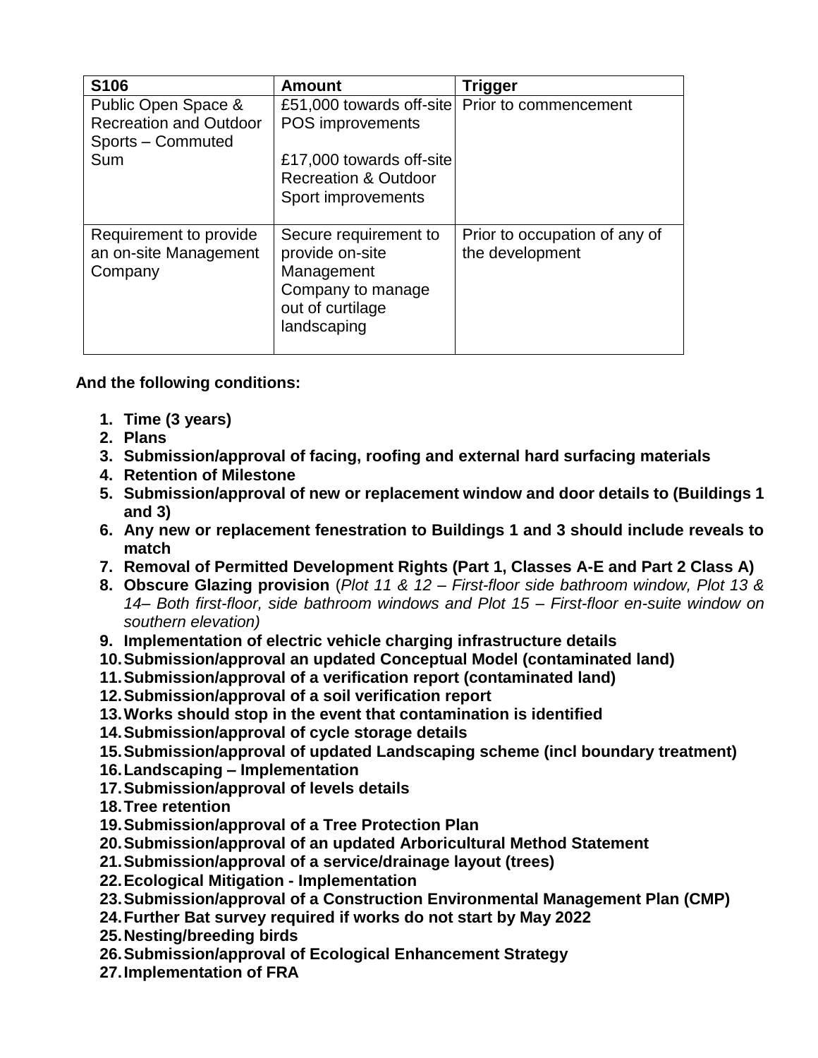| **S106** | **Amount** | **Trigger** |
| --- | --- | --- |
| Public Open Space & Recreation and Outdoor Sports – Commuted Sum | £51,000 towards off-site POS improvements<br><br>£17,000 towards off-site Recreation & Outdoor Sport improvements | Prior to commencement |
| Requirement to provide an on-site Management Company | Secure requirement to provide on-site Management Company to manage out of curtilage landscaping | Prior to occupation of any of the development |

**And the following conditions:**

1. **Time (3 years)**
2. **Plans**
3. **Submission/approval of facing, roofing and external hard surfacing materials**
4. **Retention of Milestone**
5. **Submission/approval of new or replacement window and door details to (Buildings 1 and 3)**
6. **Any new or replacement fenestration to Buildings 1 and 3 should include reveals to match**
7. **Removal of Permitted Development Rights (Part 1, Classes A-E and Part 2 Class A)**
8. **Obscure Glazing provision** (*Plot 11 & 12 – First-floor side bathroom window, Plot 13 & 14– Both first-floor, side bathroom windows and Plot 15 – First-floor en-suite window on southern elevation)*
9. **Implementation of electric vehicle charging infrastructure details**
10. **Submission/approval an updated Conceptual Model (contaminated land)**
11. **Submission/approval of a verification report (contaminated land)**
12. **Submission/approval of a soil verification report**
13. **Works should stop in the event that contamination is identified**
14. **Submission/approval of cycle storage details**
15. **Submission/approval of updated Landscaping scheme (incl boundary treatment)**
16. **Landscaping – Implementation**
17. **Submission/approval of levels details**
18. **Tree retention**
19. **Submission/approval of a Tree Protection Plan**
20. **Submission/approval of an updated Arboricultural Method Statement**
21. **Submission/approval of a service/drainage layout (trees)**
22. **Ecological Mitigation - Implementation**
23. **Submission/approval of a Construction Environmental Management Plan (CMP)**
24. **Further Bat survey required if works do not start by May 2022**
25. **Nesting/breeding birds**
26. **Submission/approval of Ecological Enhancement Strategy**
27. **Implementation of FRA**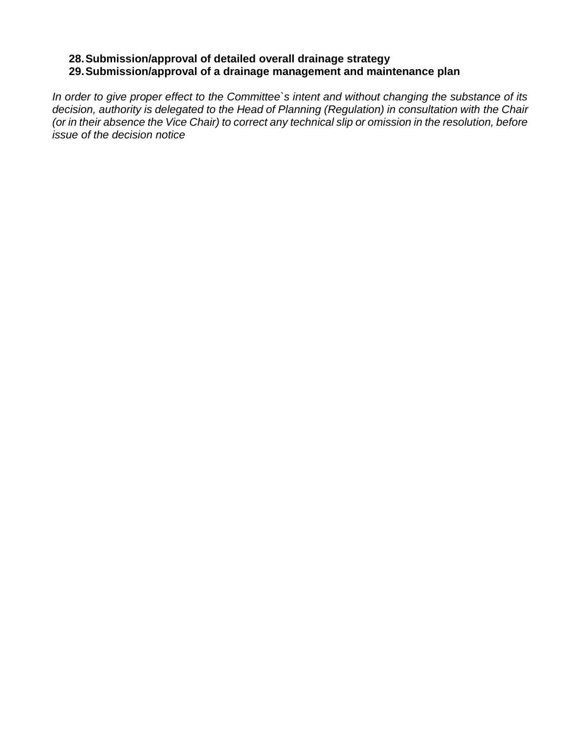28. **Submission/approval of detailed overall drainage strategy**
29. **Submission/approval of a drainage management and maintenance plan**

*In order to give proper effect to the Committee`s intent and without changing the substance of its decision, authority is delegated to the Head of Planning (Regulation) in consultation with the Chair (or in their absence the Vice Chair) to correct any technical slip or omission in the resolution, before issue of the decision notice*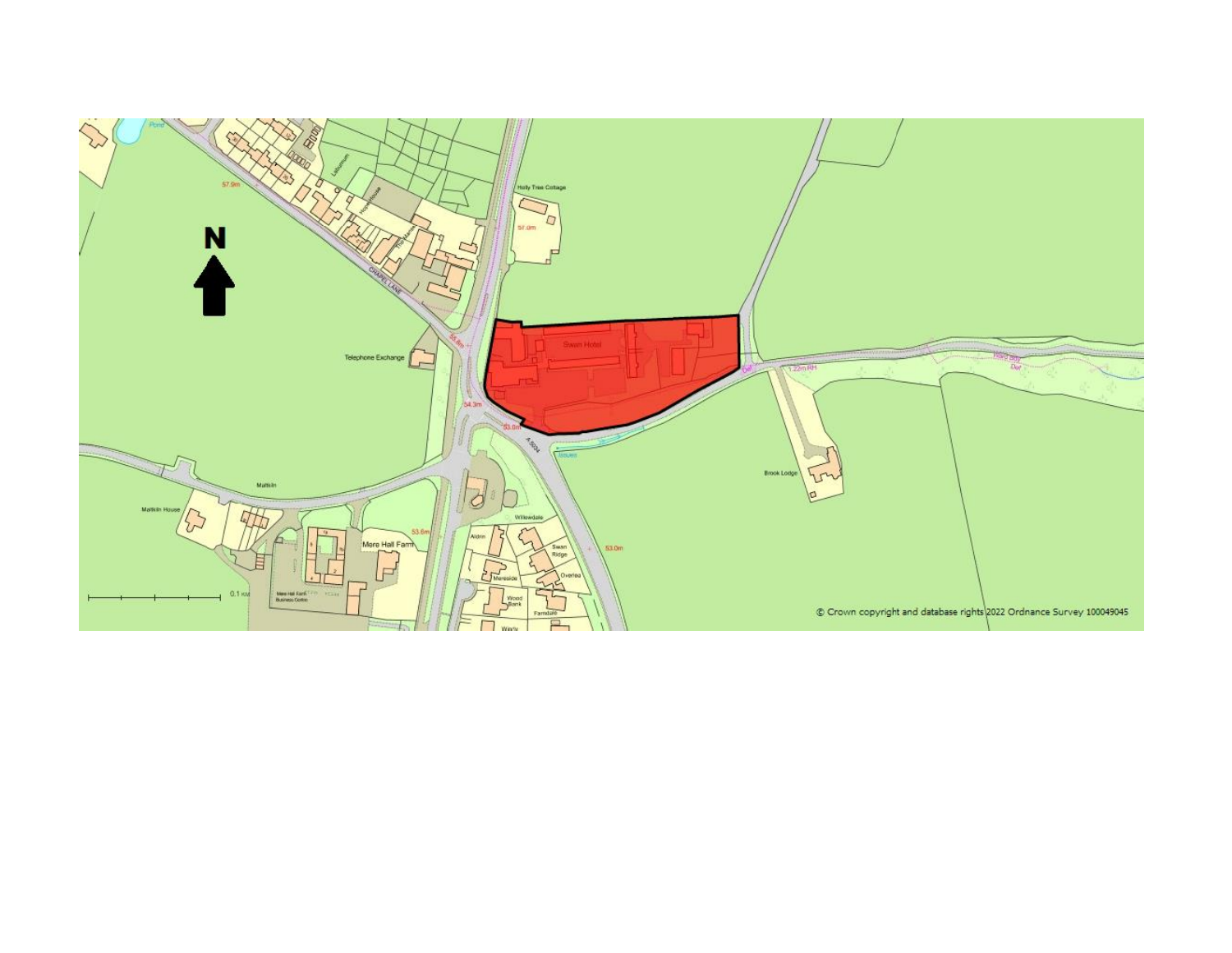N

Pond

57.9m

Holly Tree Cottage

57.0m

CHAPEL LANE

Swan Hotel

Telephone Exchange

54.3m

53.0m

A 5034

Issues

1.22m RH

Brook Lodge

Maltkiln

Maltkiln House

Mere Hall Farm

53.6m

53.0m

Willowdale

Swan Ridge

Overlea

Mereside

Wood Bank

Farndale

Mere Hall Farm Business Centre

0.1 km

© Crown copyright and database rights 2022 Ordnance Survey 100049045